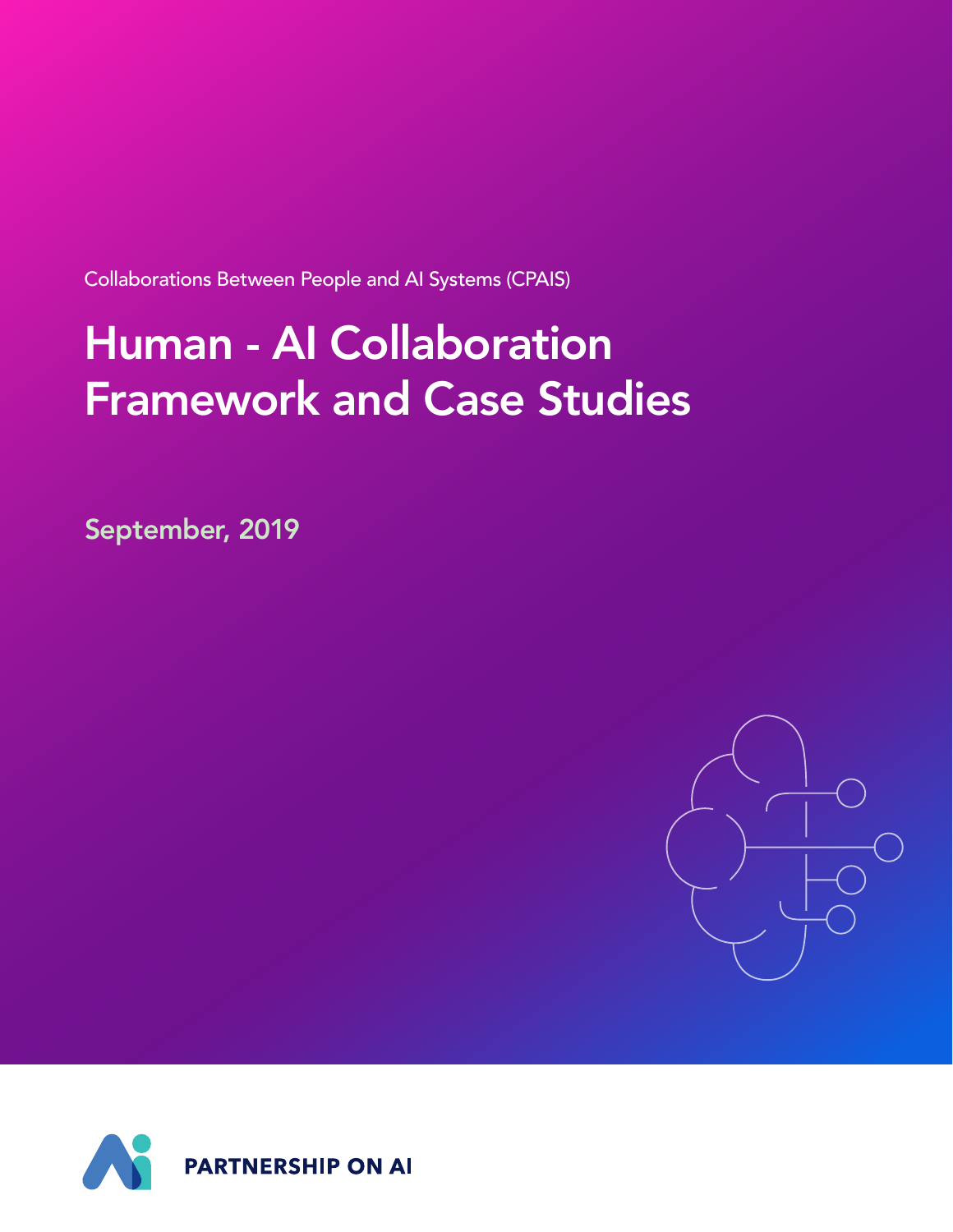Collaborations Between People and AI Systems (CPAIS)

# Human - AI Collaboration Framework and Case Studies

September, 2019

PARTNERSHIP ON AI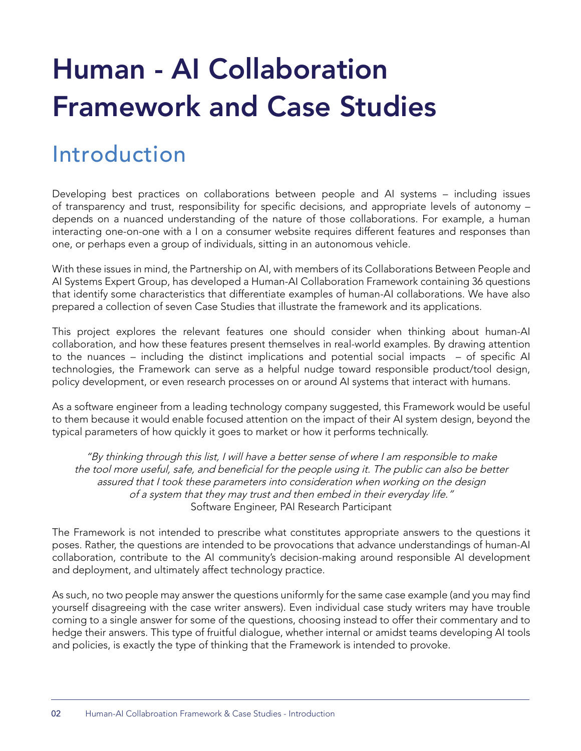# Human - AI Collaboration Framework and Case Studies

## Introduction

Developing best practices on collaborations between people and AI systems – including issues of transparency and trust, responsibility for specific decisions, and appropriate levels of autonomy – depends on a nuanced understanding of the nature of those collaborations. For example, a human interacting one-on-one with a I on a consumer website requires different features and responses than one, or perhaps even a group of individuals, sitting in an autonomous vehicle.

With these issues in mind, the Partnership on AI, with members of its Collaborations Between People and AI Systems Expert Group, has developed a Human-AI Collaboration Framework containing 36 questions that identify some characteristics that differentiate examples of human-AI collaborations. We have also prepared a collection of seven Case Studies that illustrate the framework and its applications.

This project explores the relevant features one should consider when thinking about human-AI collaboration, and how these features present themselves in real-world examples. By drawing attention to the nuances – including the distinct implications and potential social impacts – of specific AI technologies, the Framework can serve as a helpful nudge toward responsible product/tool design, policy development, or even research processes on or around AI systems that interact with humans.

As a software engineer from a leading technology company suggested, this Framework would be useful to them because it would enable focused attention on the impact of their AI system design, beyond the typical parameters of how quickly it goes to market or how it performs technically.

*"By thinking through this list, I will have a better sense of where I am responsible to make the tool more useful, safe, and beneficial for the people using it. The public can also be better assured that I took these parameters into consideration when working on the design of a system that they may trust and then embed in their everyday life."*
Software Engineer, PAI Research Participant

The Framework is not intended to prescribe what constitutes appropriate answers to the questions it poses. Rather, the questions are intended to be provocations that advance understandings of human-AI collaboration, contribute to the AI community's decision-making around responsible AI development and deployment, and ultimately affect technology practice.

As such, no two people may answer the questions uniformly for the same case example (and you may find yourself disagreeing with the case writer answers). Even individual case study writers may have trouble coming to a single answer for some of the questions, choosing instead to offer their commentary and to hedge their answers. This type of fruitful dialogue, whether internal or amidst teams developing AI tools and policies, is exactly the type of thinking that the Framework is intended to provoke.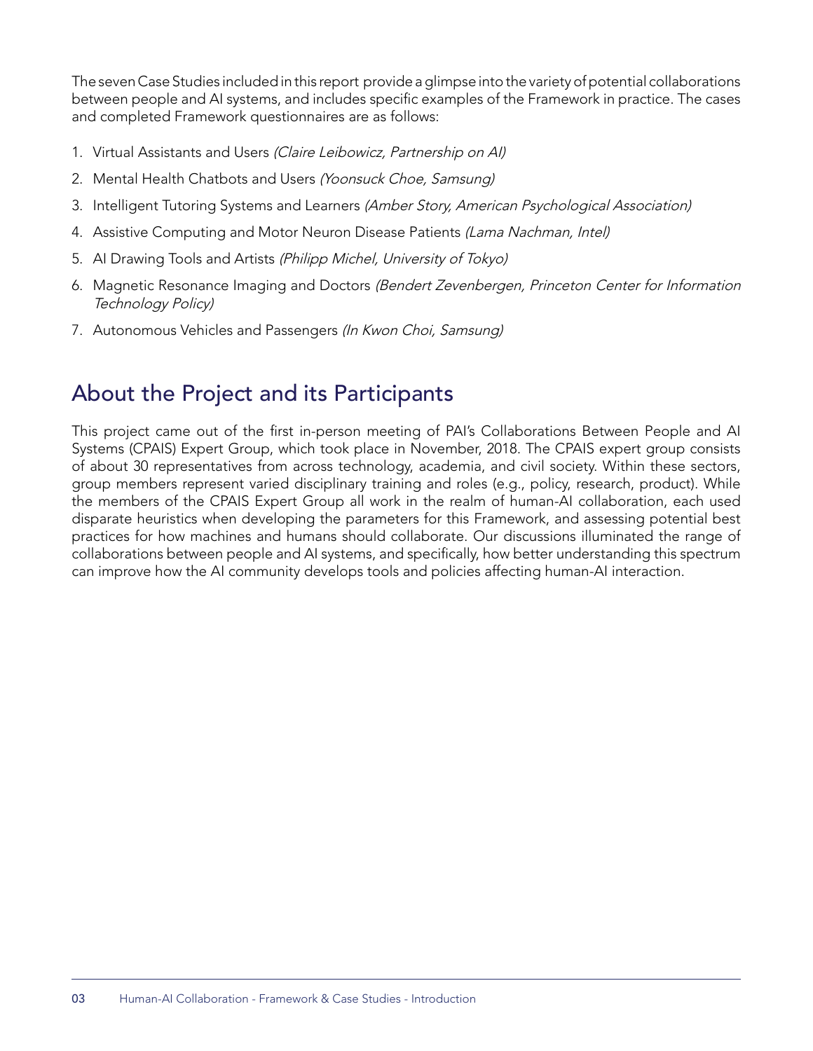The seven Case Studies included in this report provide a glimpse into the variety of potential collaborations between people and AI systems, and includes specific examples of the Framework in practice. The cases and completed Framework questionnaires are as follows:

1. Virtual Assistants and Users *(Claire Leibowicz, Partnership on AI)*
2. Mental Health Chatbots and Users *(Yoonsuck Choe, Samsung)*
3. Intelligent Tutoring Systems and Learners *(Amber Story, American Psychological Association)*
4. Assistive Computing and Motor Neuron Disease Patients *(Lama Nachman, Intel)*
5. AI Drawing Tools and Artists *(Philipp Michel, University of Tokyo)*
6. Magnetic Resonance Imaging and Doctors *(Bendert Zevenbergen, Princeton Center for Information Technology Policy)*
7. Autonomous Vehicles and Passengers *(In Kwon Choi, Samsung)*

## About the Project and its Participants

This project came out of the first in-person meeting of PAI's Collaborations Between People and AI Systems (CPAIS) Expert Group, which took place in November, 2018. The CPAIS expert group consists of about 30 representatives from across technology, academia, and civil society. Within these sectors, group members represent varied disciplinary training and roles (e.g., policy, research, product). While the members of the CPAIS Expert Group all work in the realm of human-AI collaboration, each used disparate heuristics when developing the parameters for this Framework, and assessing potential best practices for how machines and humans should collaborate. Our discussions illuminated the range of collaborations between people and AI systems, and specifically, how better understanding this spectrum can improve how the AI community develops tools and policies affecting human-AI interaction.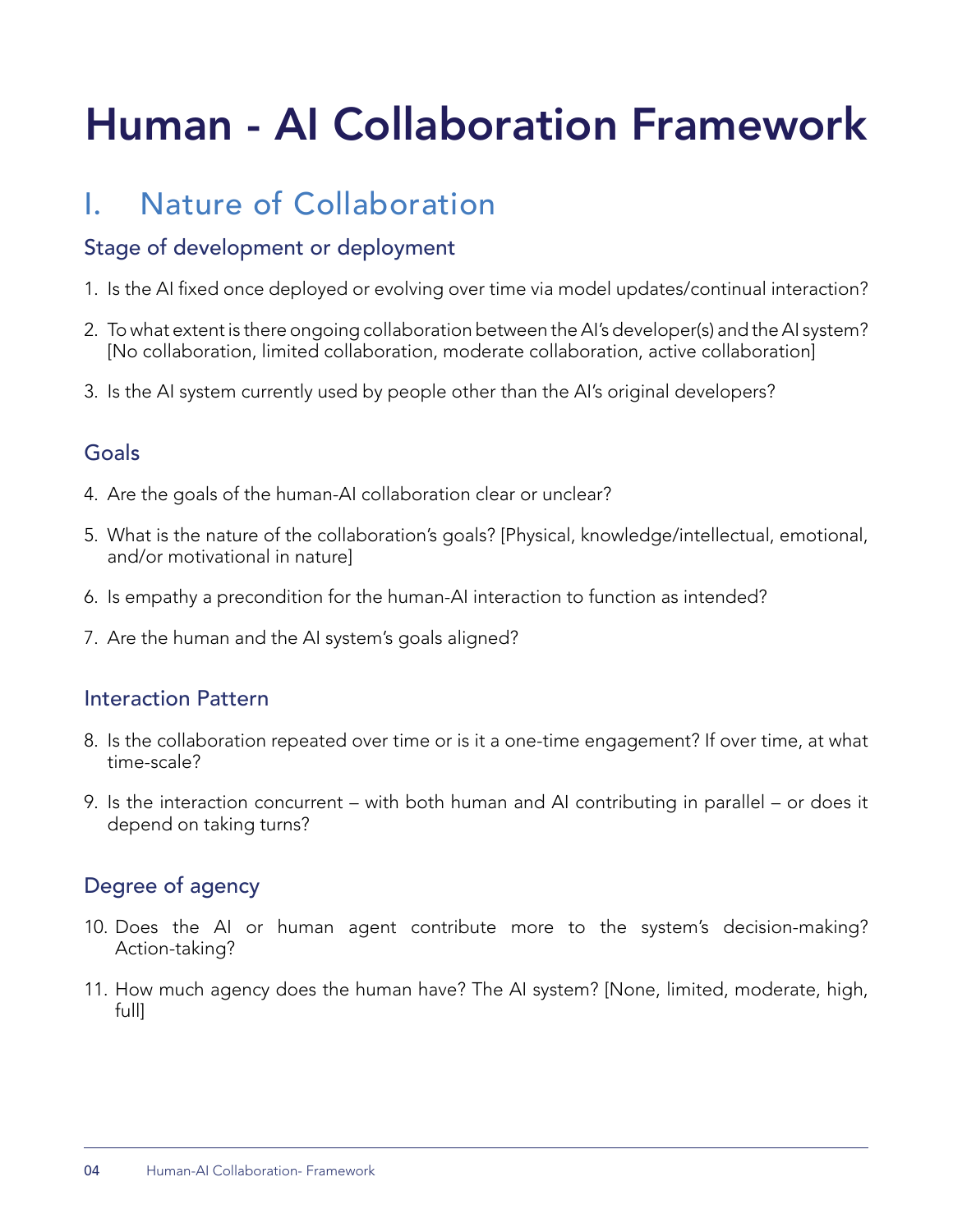# Human - AI Collaboration Framework

## I. Nature of Collaboration

### Stage of development or deployment

1. Is the AI fixed once deployed or evolving over time via model updates/continual interaction?
2. To what extent is there ongoing collaboration between the AI's developer(s) and the AI system? [No collaboration, limited collaboration, moderate collaboration, active collaboration]
3. Is the AI system currently used by people other than the AI's original developers?

### Goals

4. Are the goals of the human-AI collaboration clear or unclear?
5. What is the nature of the collaboration's goals? [Physical, knowledge/intellectual, emotional, and/or motivational in nature]
6. Is empathy a precondition for the human-AI interaction to function as intended?
7. Are the human and the AI system's goals aligned?

### Interaction Pattern

8. Is the collaboration repeated over time or is it a one-time engagement? If over time, at what time-scale?
9. Is the interaction concurrent – with both human and AI contributing in parallel – or does it depend on taking turns?

### Degree of agency

10. Does the AI or human agent contribute more to the system's decision-making? Action-taking?
11. How much agency does the human have? The AI system? [None, limited, moderate, high, full]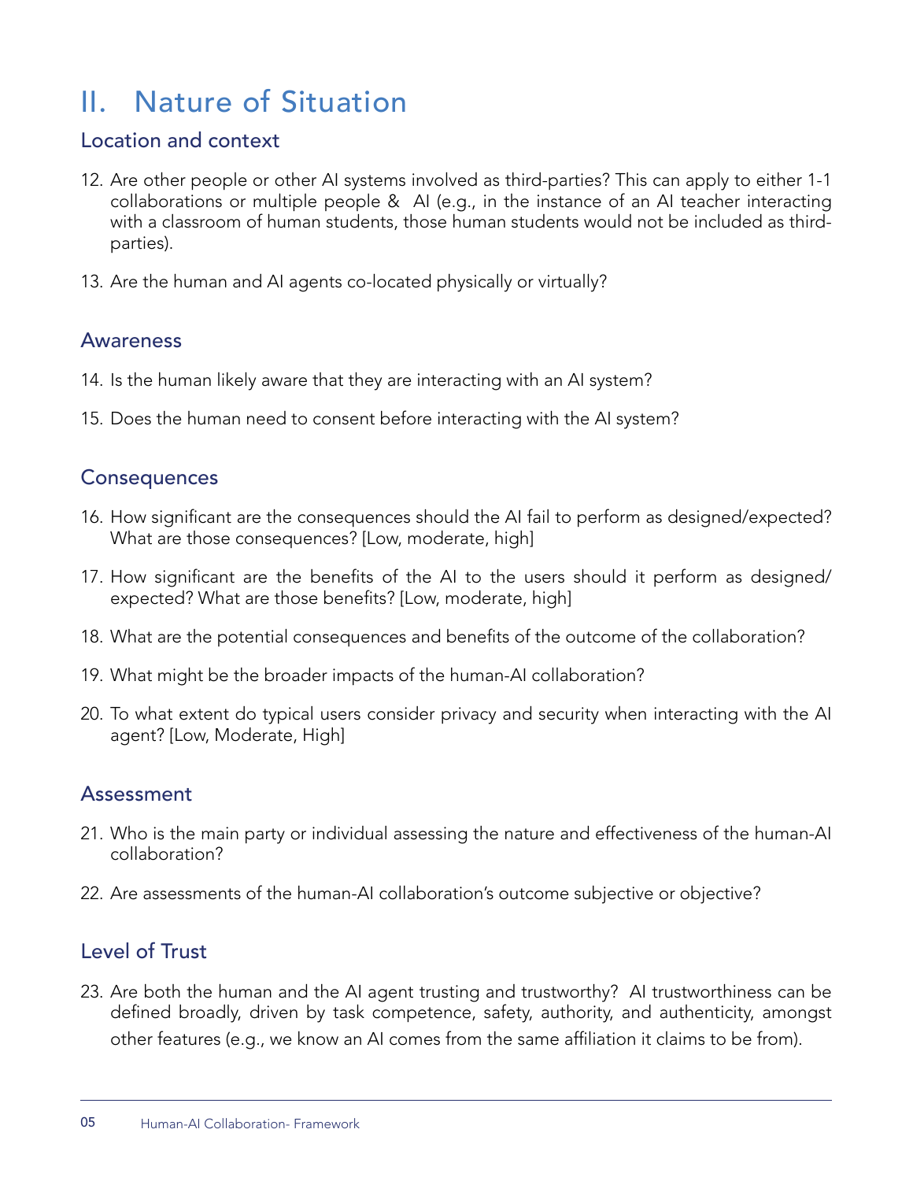# II. Nature of Situation

## Location and context

12. Are other people or other AI systems involved as third-parties? This can apply to either 1-1 collaborations or multiple people & AI (e.g., in the instance of an AI teacher interacting with a classroom of human students, those human students would not be included as third-parties).

13. Are the human and AI agents co-located physically or virtually?

## Awareness

14. Is the human likely aware that they are interacting with an AI system?

15. Does the human need to consent before interacting with the AI system?

## Consequences

16. How significant are the consequences should the AI fail to perform as designed/expected? What are those consequences? [Low, moderate, high]

17. How significant are the benefits of the AI to the users should it perform as designed/expected? What are those benefits? [Low, moderate, high]

18. What are the potential consequences and benefits of the outcome of the collaboration?

19. What might be the broader impacts of the human-AI collaboration?

20. To what extent do typical users consider privacy and security when interacting with the AI agent? [Low, Moderate, High]

## Assessment

21. Who is the main party or individual assessing the nature and effectiveness of the human-AI collaboration?

22. Are assessments of the human-AI collaboration's outcome subjective or objective?

## Level of Trust

23. Are both the human and the AI agent trusting and trustworthy? AI trustworthiness can be defined broadly, driven by task competence, safety, authority, and authenticity, amongst other features (e.g., we know an AI comes from the same affiliation it claims to be from).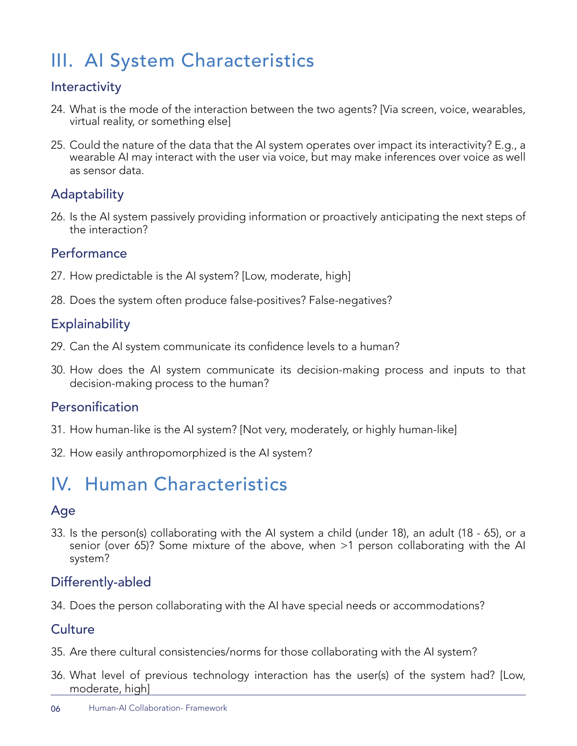# III. AI System Characteristics

## Interactivity

24. What is the mode of the interaction between the two agents? [Via screen, voice, wearables, virtual reality, or something else]

25. Could the nature of the data that the AI system operates over impact its interactivity? E.g., a wearable AI may interact with the user via voice, but may make inferences over voice as well as sensor data.

## Adaptability

26. Is the AI system passively providing information or proactively anticipating the next steps of the interaction?

## Performance

27. How predictable is the AI system? [Low, moderate, high]

28. Does the system often produce false-positives? False-negatives?

## Explainability

29. Can the AI system communicate its confidence levels to a human?

30. How does the AI system communicate its decision-making process and inputs to that decision-making process to the human?

## Personification

31. How human-like is the AI system? [Not very, moderately, or highly human-like]

32. How easily anthropomorphized is the AI system?

# IV. Human Characteristics

## Age

33. Is the person(s) collaborating with the AI system a child (under 18), an adult (18 - 65), or a senior (over 65)? Some mixture of the above, when >1 person collaborating with the AI system?

## Differently-abled

34. Does the person collaborating with the AI have special needs or accommodations?

## Culture

35. Are there cultural consistencies/norms for those collaborating with the AI system?

36. What level of previous technology interaction has the user(s) of the system had? [Low, moderate, high]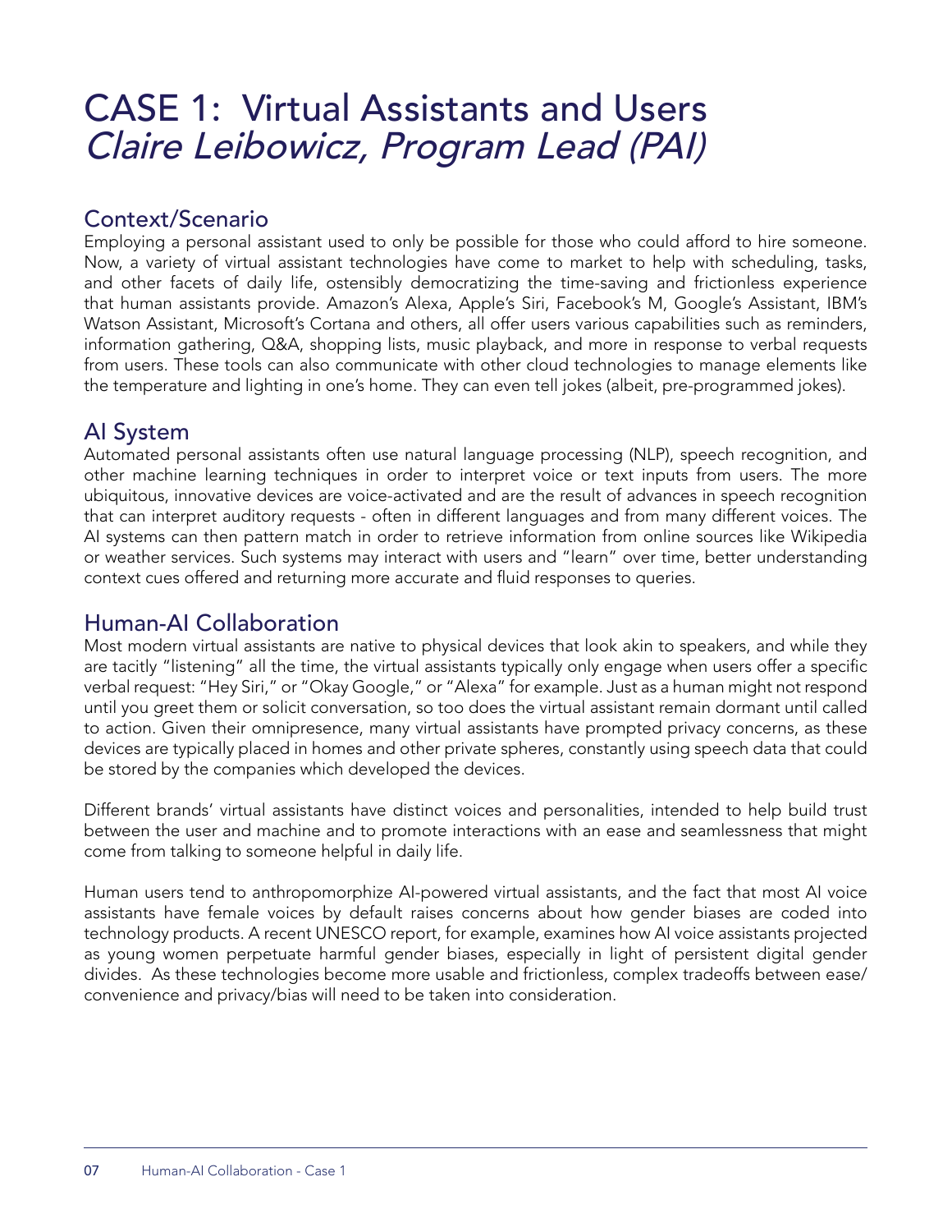# CASE 1: Virtual Assistants and Users
## *Claire Leibowicz, Program Lead (PAI)*

### Context/Scenario

Employing a personal assistant used to only be possible for those who could afford to hire someone. Now, a variety of virtual assistant technologies have come to market to help with scheduling, tasks, and other facets of daily life, ostensibly democratizing the time-saving and frictionless experience that human assistants provide. Amazon's Alexa, Apple's Siri, Facebook's M, Google's Assistant, IBM's Watson Assistant, Microsoft's Cortana and others, all offer users various capabilities such as reminders, information gathering, Q&A, shopping lists, music playback, and more in response to verbal requests from users. These tools can also communicate with other cloud technologies to manage elements like the temperature and lighting in one's home. They can even tell jokes (albeit, pre-programmed jokes).

### AI System

Automated personal assistants often use natural language processing (NLP), speech recognition, and other machine learning techniques in order to interpret voice or text inputs from users. The more ubiquitous, innovative devices are voice-activated and are the result of advances in speech recognition that can interpret auditory requests - often in different languages and from many different voices. The AI systems can then pattern match in order to retrieve information from online sources like Wikipedia or weather services. Such systems may interact with users and "learn" over time, better understanding context cues offered and returning more accurate and fluid responses to queries.

### Human-AI Collaboration

Most modern virtual assistants are native to physical devices that look akin to speakers, and while they are tacitly "listening" all the time, the virtual assistants typically only engage when users offer a specific verbal request: "Hey Siri," or "Okay Google," or "Alexa" for example. Just as a human might not respond until you greet them or solicit conversation, so too does the virtual assistant remain dormant until called to action. Given their omnipresence, many virtual assistants have prompted privacy concerns, as these devices are typically placed in homes and other private spheres, constantly using speech data that could be stored by the companies which developed the devices.

Different brands' virtual assistants have distinct voices and personalities, intended to help build trust between the user and machine and to promote interactions with an ease and seamlessness that might come from talking to someone helpful in daily life.

Human users tend to anthropomorphize AI-powered virtual assistants, and the fact that most AI voice assistants have female voices by default raises concerns about how gender biases are coded into technology products. A recent UNESCO report, for example, examines how AI voice assistants projected as young women perpetuate harmful gender biases, especially in light of persistent digital gender divides. As these technologies become more usable and frictionless, complex tradeoffs between ease/convenience and privacy/bias will need to be taken into consideration.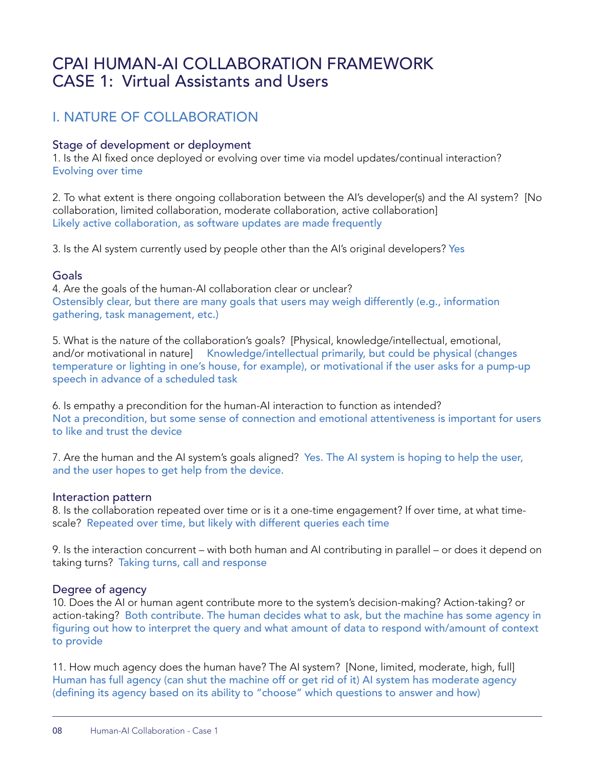# CPAI HUMAN-AI COLLABORATION FRAMEWORK
# CASE 1: Virtual Assistants and Users

## I. NATURE OF COLLABORATION

### Stage of development or deployment

1. Is the AI fixed once deployed or evolving over time via model updates/continual interaction?
Evolving over time

2. To what extent is there ongoing collaboration between the AI's developer(s) and the AI system? [No collaboration, limited collaboration, moderate collaboration, active collaboration]
Likely active collaboration, as software updates are made frequently

3. Is the AI system currently used by people other than the AI's original developers? Yes

### Goals

4. Are the goals of the human-AI collaboration clear or unclear?
Ostensibly clear, but there are many goals that users may weigh differently (e.g., information gathering, task management, etc.)

5. What is the nature of the collaboration's goals? [Physical, knowledge/intellectual, emotional, and/or motivational in nature] Knowledge/intellectual primarily, but could be physical (changes temperature or lighting in one's house, for example), or motivational if the user asks for a pump-up speech in advance of a scheduled task

6. Is empathy a precondition for the human-AI interaction to function as intended?
Not a precondition, but some sense of connection and emotional attentiveness is important for users to like and trust the device

7. Are the human and the AI system's goals aligned? Yes. The AI system is hoping to help the user, and the user hopes to get help from the device.

### Interaction pattern

8. Is the collaboration repeated over time or is it a one-time engagement? If over time, at what time-scale? Repeated over time, but likely with different queries each time

9. Is the interaction concurrent – with both human and AI contributing in parallel – or does it depend on taking turns? Taking turns, call and response

### Degree of agency

10. Does the AI or human agent contribute more to the system's decision-making? Action-taking? or action-taking? Both contribute. The human decides what to ask, but the machine has some agency in figuring out how to interpret the query and what amount of data to respond with/amount of context to provide

11. How much agency does the human have? The AI system? [None, limited, moderate, high, full]
Human has full agency (can shut the machine off or get rid of it) AI system has moderate agency (defining its agency based on its ability to "choose" which questions to answer and how)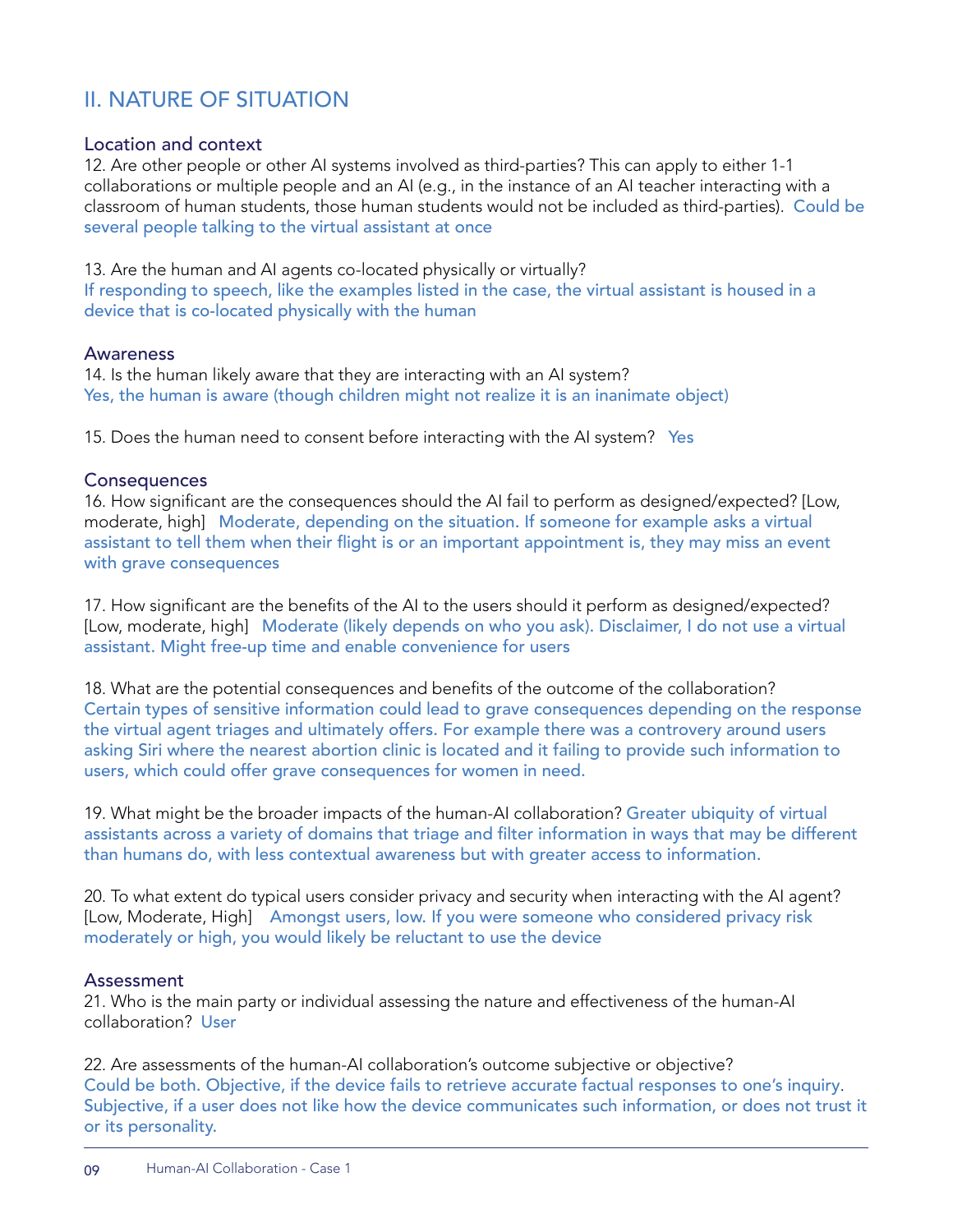## II. NATURE OF SITUATION

### Location and context

12. Are other people or other AI systems involved as third-parties? This can apply to either 1-1 collaborations or multiple people and an AI (e.g., in the instance of an AI teacher interacting with a classroom of human students, those human students would not be included as third-parties). Could be several people talking to the virtual assistant at once

13. Are the human and AI agents co-located physically or virtually?
If responding to speech, like the examples listed in the case, the virtual assistant is housed in a device that is co-located physically with the human

### Awareness

14. Is the human likely aware that they are interacting with an AI system?
Yes, the human is aware (though children might not realize it is an inanimate object)

15. Does the human need to consent before interacting with the AI system? Yes

### Consequences

16. How significant are the consequences should the AI fail to perform as designed/expected? [Low, moderate, high] Moderate, depending on the situation. If someone for example asks a virtual assistant to tell them when their flight is or an important appointment is, they may miss an event with grave consequences

17. How significant are the benefits of the AI to the users should it perform as designed/expected? [Low, moderate, high] Moderate (likely depends on who you ask). Disclaimer, I do not use a virtual assistant. Might free-up time and enable convenience for users

18. What are the potential consequences and benefits of the outcome of the collaboration?
Certain types of sensitive information could lead to grave consequences depending on the response the virtual agent triages and ultimately offers. For example there was a controvery around users asking Siri where the nearest abortion clinic is located and it failing to provide such information to users, which could offer grave consequences for women in need.

19. What might be the broader impacts of the human-AI collaboration? Greater ubiquity of virtual assistants across a variety of domains that triage and filter information in ways that may be different than humans do, with less contextual awareness but with greater access to information.

20. To what extent do typical users consider privacy and security when interacting with the AI agent? [Low, Moderate, High] Amongst users, low. If you were someone who considered privacy risk moderately or high, you would likely be reluctant to use the device

### Assessment

21. Who is the main party or individual assessing the nature and effectiveness of the human-AI collaboration? User

22. Are assessments of the human-AI collaboration's outcome subjective or objective?
Could be both. Objective, if the device fails to retrieve accurate factual responses to one's inquiry. Subjective, if a user does not like how the device communicates such information, or does not trust it or its personality.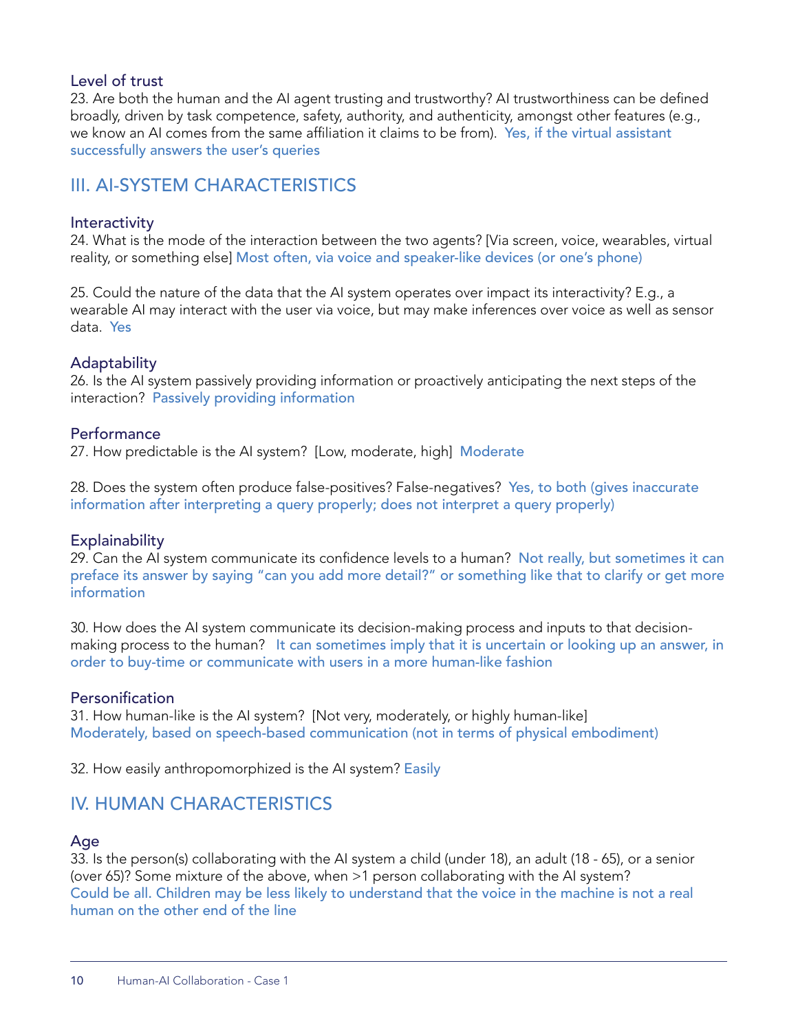### Level of trust

23. Are both the human and the AI agent trusting and trustworthy? AI trustworthiness can be defined broadly, driven by task competence, safety, authority, and authenticity, amongst other features (e.g., we know an AI comes from the same affiliation it claims to be from). Yes, if the virtual assistant successfully answers the user's queries

## III. AI-SYSTEM CHARACTERISTICS

### Interactivity

24. What is the mode of the interaction between the two agents? [Via screen, voice, wearables, virtual reality, or something else] Most often, via voice and speaker-like devices (or one's phone)

25. Could the nature of the data that the AI system operates over impact its interactivity? E.g., a wearable AI may interact with the user via voice, but may make inferences over voice as well as sensor data. Yes

### Adaptability

26. Is the AI system passively providing information or proactively anticipating the next steps of the interaction? Passively providing information

### Performance

27. How predictable is the AI system? [Low, moderate, high] Moderate

28. Does the system often produce false-positives? False-negatives? Yes, to both (gives inaccurate information after interpreting a query properly; does not interpret a query properly)

### Explainability

29. Can the AI system communicate its confidence levels to a human? Not really, but sometimes it can preface its answer by saying "can you add more detail?" or something like that to clarify or get more information

30. How does the AI system communicate its decision-making process and inputs to that decision-making process to the human? It can sometimes imply that it is uncertain or looking up an answer, in order to buy-time or communicate with users in a more human-like fashion

### Personification

31. How human-like is the AI system? [Not very, moderately, or highly human-like] Moderately, based on speech-based communication (not in terms of physical embodiment)

32. How easily anthropomorphized is the AI system? Easily

## IV. HUMAN CHARACTERISTICS

### Age

33. Is the person(s) collaborating with the AI system a child (under 18), an adult (18 - 65), or a senior (over 65)? Some mixture of the above, when >1 person collaborating with the AI system? Could be all. Children may be less likely to understand that the voice in the machine is not a real human on the other end of the line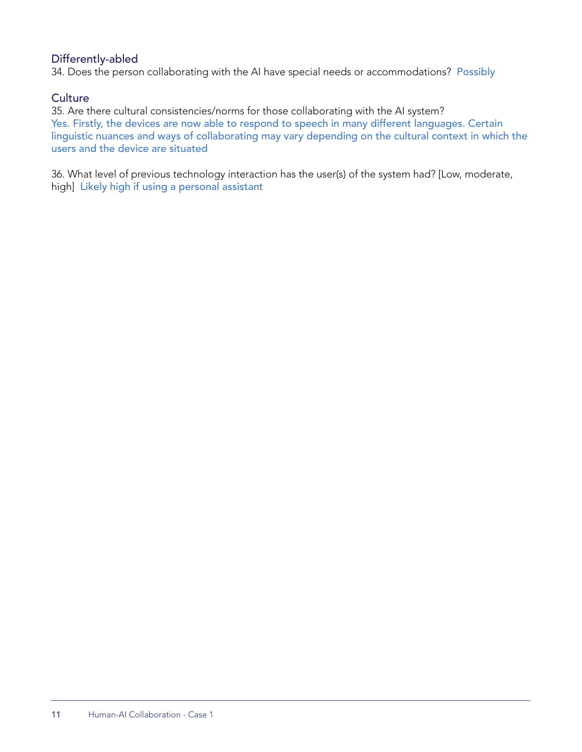### Differently-abled

34. Does the person collaborating with the AI have special needs or accommodations? Possibly

### Culture

35. Are there cultural consistencies/norms for those collaborating with the AI system?
Yes. Firstly, the devices are now able to respond to speech in many different languages. Certain linguistic nuances and ways of collaborating may vary depending on the cultural context in which the users and the device are situated

36. What level of previous technology interaction has the user(s) of the system had? [Low, moderate, high] Likely high if using a personal assistant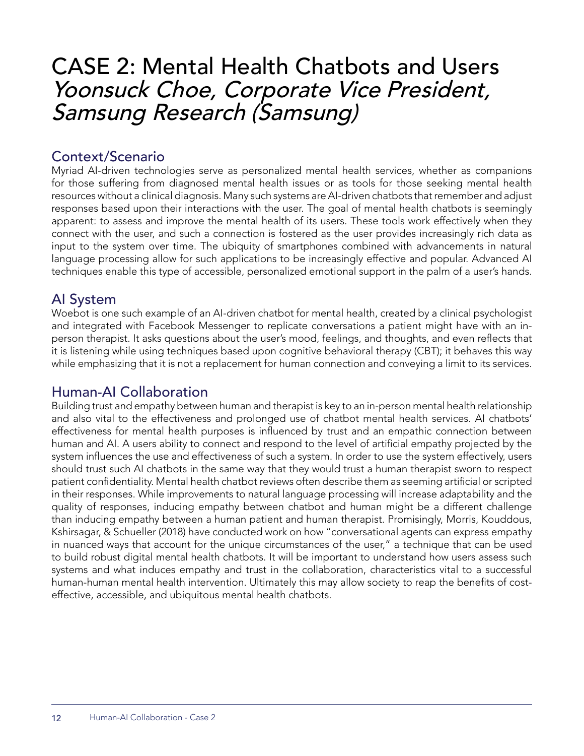# CASE 2: Mental Health Chatbots and Users
## *Yoonsuck Choe, Corporate Vice President, Samsung Research (Samsung)*

### Context/Scenario

Myriad AI-driven technologies serve as personalized mental health services, whether as companions for those suffering from diagnosed mental health issues or as tools for those seeking mental health resources without a clinical diagnosis. Many such systems are AI-driven chatbots that remember and adjust responses based upon their interactions with the user. The goal of mental health chatbots is seemingly apparent: to assess and improve the mental health of its users. These tools work effectively when they connect with the user, and such a connection is fostered as the user provides increasingly rich data as input to the system over time. The ubiquity of smartphones combined with advancements in natural language processing allow for such applications to be increasingly effective and popular. Advanced AI techniques enable this type of accessible, personalized emotional support in the palm of a user's hands.

### AI System

Woebot is one such example of an AI-driven chatbot for mental health, created by a clinical psychologist and integrated with Facebook Messenger to replicate conversations a patient might have with an in-person therapist. It asks questions about the user's mood, feelings, and thoughts, and even reflects that it is listening while using techniques based upon cognitive behavioral therapy (CBT); it behaves this way while emphasizing that it is not a replacement for human connection and conveying a limit to its services.

### Human-AI Collaboration

Building trust and empathy between human and therapist is key to an in-person mental health relationship and also vital to the effectiveness and prolonged use of chatbot mental health services. AI chatbots' effectiveness for mental health purposes is influenced by trust and an empathic connection between human and AI. A users ability to connect and respond to the level of artificial empathy projected by the system influences the use and effectiveness of such a system. In order to use the system effectively, users should trust such AI chatbots in the same way that they would trust a human therapist sworn to respect patient confidentiality. Mental health chatbot reviews often describe them as seeming artificial or scripted in their responses. While improvements to natural language processing will increase adaptability and the quality of responses, inducing empathy between chatbot and human might be a different challenge than inducing empathy between a human patient and human therapist. Promisingly, Morris, Kouddous, Kshirsagar, & Schueller (2018) have conducted work on how "conversational agents can express empathy in nuanced ways that account for the unique circumstances of the user," a technique that can be used to build robust digital mental health chatbots. It will be important to understand how users assess such systems and what induces empathy and trust in the collaboration, characteristics vital to a successful human-human mental health intervention. Ultimately this may allow society to reap the benefits of cost-effective, accessible, and ubiquitous mental health chatbots.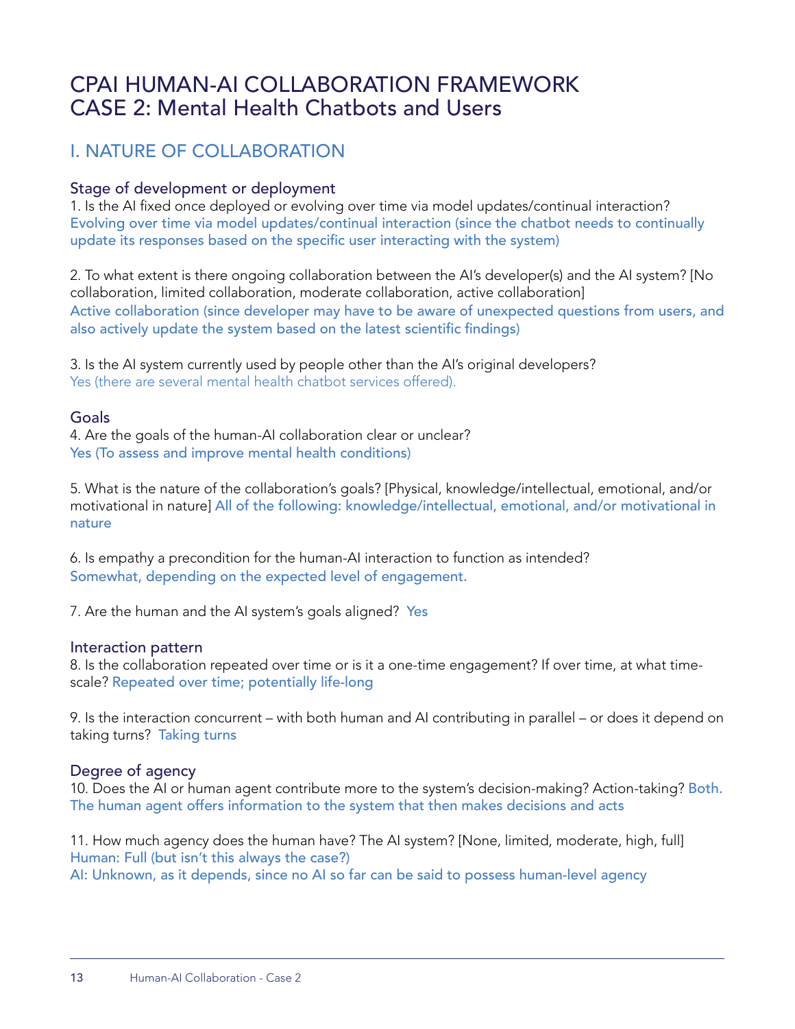# CPAI HUMAN-AI COLLABORATION FRAMEWORK
# CASE 2: Mental Health Chatbots and Users

## I. NATURE OF COLLABORATION

### Stage of development or deployment

1. Is the AI fixed once deployed or evolving over time via model updates/continual interaction?
Evolving over time via model updates/continual interaction (since the chatbot needs to continually update its responses based on the specific user interacting with the system)

2. To what extent is there ongoing collaboration between the AI's developer(s) and the AI system? [No collaboration, limited collaboration, moderate collaboration, active collaboration]
Active collaboration (since developer may have to be aware of unexpected questions from users, and also actively update the system based on the latest scientific findings)

3. Is the AI system currently used by people other than the AI's original developers?
Yes (there are several mental health chatbot services offered).

### Goals

4. Are the goals of the human-AI collaboration clear or unclear?
Yes (To assess and improve mental health conditions)

5. What is the nature of the collaboration's goals? [Physical, knowledge/intellectual, emotional, and/or motivational in nature] All of the following: knowledge/intellectual, emotional, and/or motivational in nature

6. Is empathy a precondition for the human-AI interaction to function as intended?
Somewhat, depending on the expected level of engagement.

7. Are the human and the AI system's goals aligned? Yes

### Interaction pattern

8. Is the collaboration repeated over time or is it a one-time engagement? If over time, at what time-scale? Repeated over time; potentially life-long

9. Is the interaction concurrent – with both human and AI contributing in parallel – or does it depend on taking turns? Taking turns

### Degree of agency

10. Does the AI or human agent contribute more to the system's decision-making? Action-taking? Both. The human agent offers information to the system that then makes decisions and acts

11. How much agency does the human have? The AI system? [None, limited, moderate, high, full]
Human: Full (but isn't this always the case?)
AI: Unknown, as it depends, since no AI so far can be said to possess human-level agency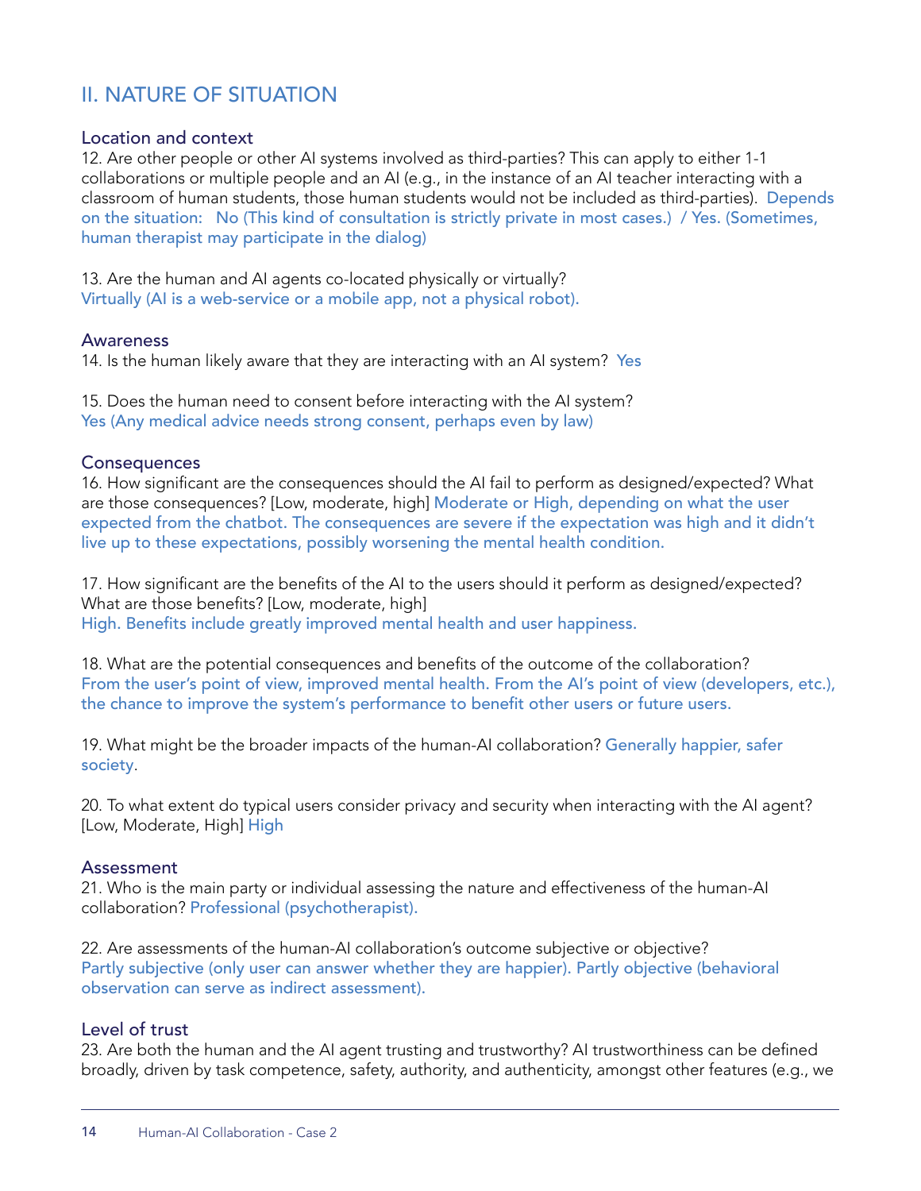## II. NATURE OF SITUATION

### Location and context

12. Are other people or other AI systems involved as third-parties? This can apply to either 1-1 collaborations or multiple people and an AI (e.g., in the instance of an AI teacher interacting with a classroom of human students, those human students would not be included as third-parties). Depends on the situation: No (This kind of consultation is strictly private in most cases.) / Yes. (Sometimes, human therapist may participate in the dialog)

13. Are the human and AI agents co-located physically or virtually?
Virtually (AI is a web-service or a mobile app, not a physical robot).

### Awareness

14. Is the human likely aware that they are interacting with an AI system? Yes

15. Does the human need to consent before interacting with the AI system?
Yes (Any medical advice needs strong consent, perhaps even by law)

### Consequences

16. How significant are the consequences should the AI fail to perform as designed/expected? What are those consequences? [Low, moderate, high] Moderate or High, depending on what the user expected from the chatbot. The consequences are severe if the expectation was high and it didn't live up to these expectations, possibly worsening the mental health condition.

17. How significant are the benefits of the AI to the users should it perform as designed/expected? What are those benefits? [Low, moderate, high]
High. Benefits include greatly improved mental health and user happiness.

18. What are the potential consequences and benefits of the outcome of the collaboration?
From the user's point of view, improved mental health. From the AI's point of view (developers, etc.), the chance to improve the system's performance to benefit other users or future users.

19. What might be the broader impacts of the human-AI collaboration? Generally happier, safer society.

20. To what extent do typical users consider privacy and security when interacting with the AI agent? [Low, Moderate, High] High

### Assessment

21. Who is the main party or individual assessing the nature and effectiveness of the human-AI collaboration? Professional (psychotherapist).

22. Are assessments of the human-AI collaboration's outcome subjective or objective?
Partly subjective (only user can answer whether they are happier). Partly objective (behavioral observation can serve as indirect assessment).

### Level of trust

23. Are both the human and the AI agent trusting and trustworthy? AI trustworthiness can be defined broadly, driven by task competence, safety, authority, and authenticity, amongst other features (e.g., we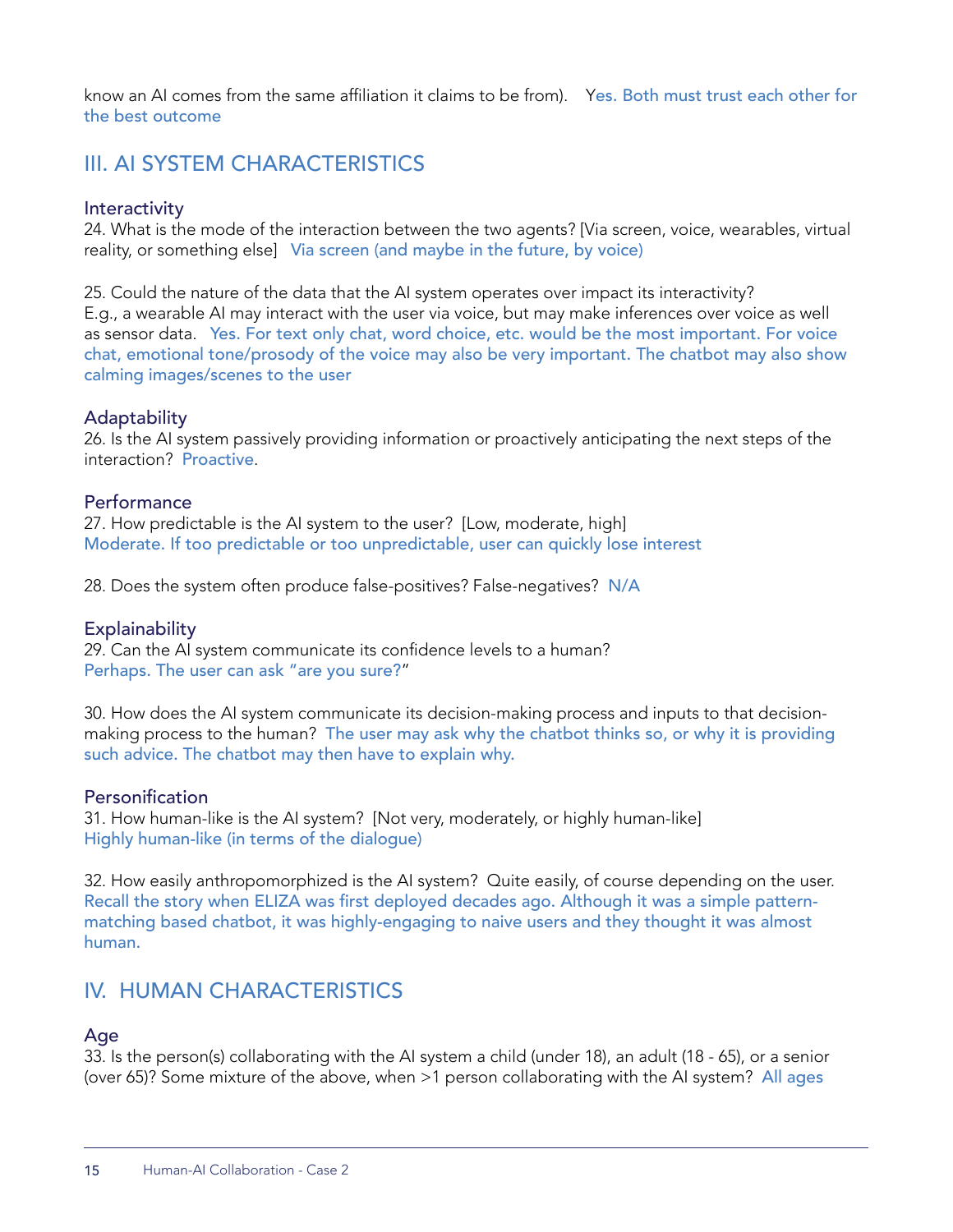know an AI comes from the same affiliation it claims to be from). Yes. Both must trust each other for the best outcome

## III. AI SYSTEM CHARACTERISTICS

### Interactivity

24. What is the mode of the interaction between the two agents? [Via screen, voice, wearables, virtual reality, or something else] Via screen (and maybe in the future, by voice)

25. Could the nature of the data that the AI system operates over impact its interactivity? E.g., a wearable AI may interact with the user via voice, but may make inferences over voice as well as sensor data. Yes. For text only chat, word choice, etc. would be the most important. For voice chat, emotional tone/prosody of the voice may also be very important. The chatbot may also show calming images/scenes to the user

### Adaptability

26. Is the AI system passively providing information or proactively anticipating the next steps of the interaction? Proactive.

### Performance

27. How predictable is the AI system to the user? [Low, moderate, high]
Moderate. If too predictable or too unpredictable, user can quickly lose interest

28. Does the system often produce false-positives? False-negatives? N/A

### Explainability

29. Can the AI system communicate its confidence levels to a human?
Perhaps. The user can ask "are you sure?"

30. How does the AI system communicate its decision-making process and inputs to that decision-making process to the human? The user may ask why the chatbot thinks so, or why it is providing such advice. The chatbot may then have to explain why.

### Personification

31. How human-like is the AI system? [Not very, moderately, or highly human-like]
Highly human-like (in terms of the dialogue)

32. How easily anthropomorphized is the AI system? Quite easily, of course depending on the user. Recall the story when ELIZA was first deployed decades ago. Although it was a simple pattern-matching based chatbot, it was highly-engaging to naive users and they thought it was almost human.

## IV. HUMAN CHARACTERISTICS

### Age

33. Is the person(s) collaborating with the AI system a child (under 18), an adult (18 - 65), or a senior (over 65)? Some mixture of the above, when >1 person collaborating with the AI system? All ages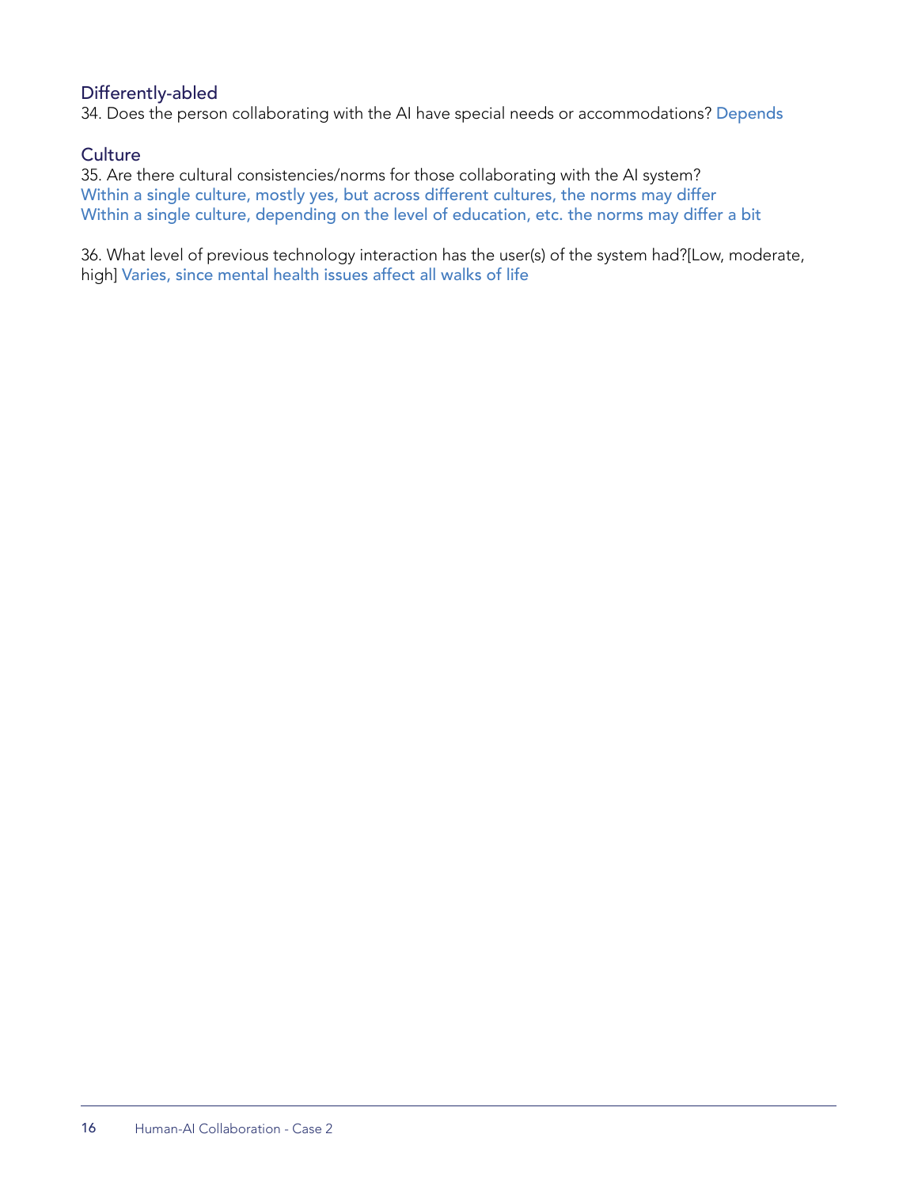### Differently-abled

34. Does the person collaborating with the AI have special needs or accommodations? Depends

### Culture

35. Are there cultural consistencies/norms for those collaborating with the AI system?
Within a single culture, mostly yes, but across different cultures, the norms may differ
Within a single culture, depending on the level of education, etc. the norms may differ a bit

36. What level of previous technology interaction has the user(s) of the system had?[Low, moderate, high] Varies, since mental health issues affect all walks of life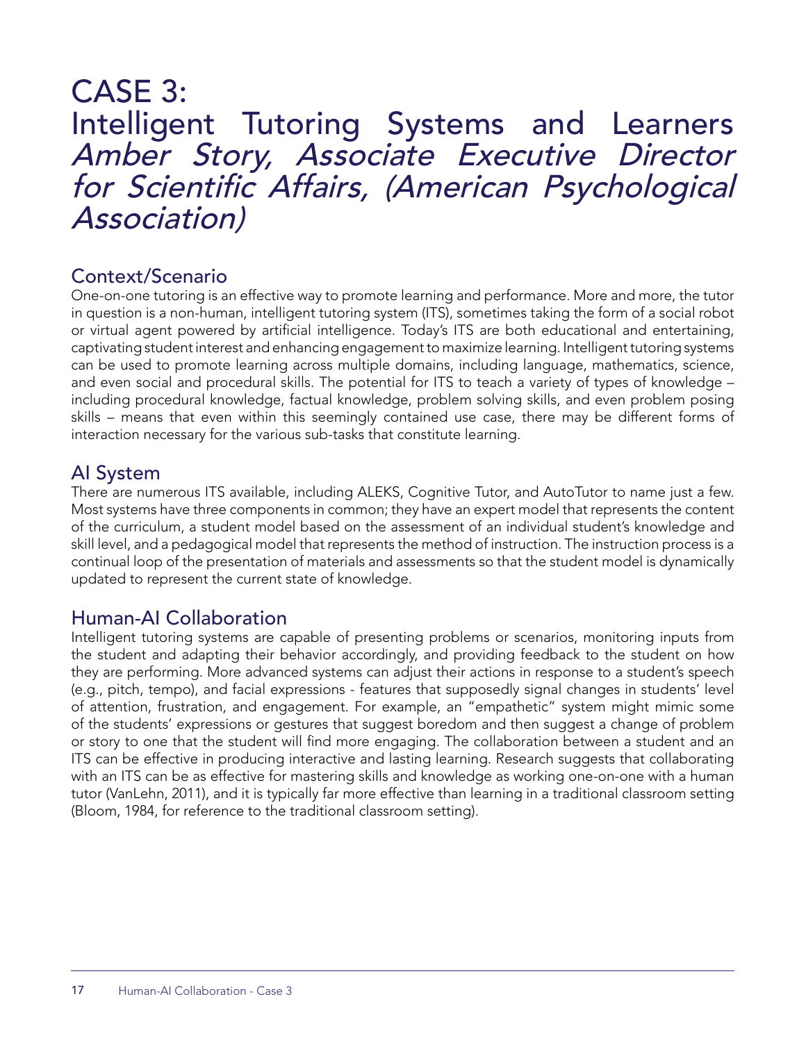# CASE 3: Intelligent Tutoring Systems and Learners

*Amber Story, Associate Executive Director for Scientific Affairs, (American Psychological Association)*

## Context/Scenario

One-on-one tutoring is an effective way to promote learning and performance. More and more, the tutor in question is a non-human, intelligent tutoring system (ITS), sometimes taking the form of a social robot or virtual agent powered by artificial intelligence. Today's ITS are both educational and entertaining, captivating student interest and enhancing engagement to maximize learning. Intelligent tutoring systems can be used to promote learning across multiple domains, including language, mathematics, science, and even social and procedural skills. The potential for ITS to teach a variety of types of knowledge – including procedural knowledge, factual knowledge, problem solving skills, and even problem posing skills – means that even within this seemingly contained use case, there may be different forms of interaction necessary for the various sub-tasks that constitute learning.

## AI System

There are numerous ITS available, including ALEKS, Cognitive Tutor, and AutoTutor to name just a few. Most systems have three components in common; they have an expert model that represents the content of the curriculum, a student model based on the assessment of an individual student's knowledge and skill level, and a pedagogical model that represents the method of instruction. The instruction process is a continual loop of the presentation of materials and assessments so that the student model is dynamically updated to represent the current state of knowledge.

## Human-AI Collaboration

Intelligent tutoring systems are capable of presenting problems or scenarios, monitoring inputs from the student and adapting their behavior accordingly, and providing feedback to the student on how they are performing. More advanced systems can adjust their actions in response to a student's speech (e.g., pitch, tempo), and facial expressions - features that supposedly signal changes in students' level of attention, frustration, and engagement. For example, an "empathetic" system might mimic some of the students' expressions or gestures that suggest boredom and then suggest a change of problem or story to one that the student will find more engaging. The collaboration between a student and an ITS can be effective in producing interactive and lasting learning. Research suggests that collaborating with an ITS can be as effective for mastering skills and knowledge as working one-on-one with a human tutor (VanLehn, 2011), and it is typically far more effective than learning in a traditional classroom setting (Bloom, 1984, for reference to the traditional classroom setting).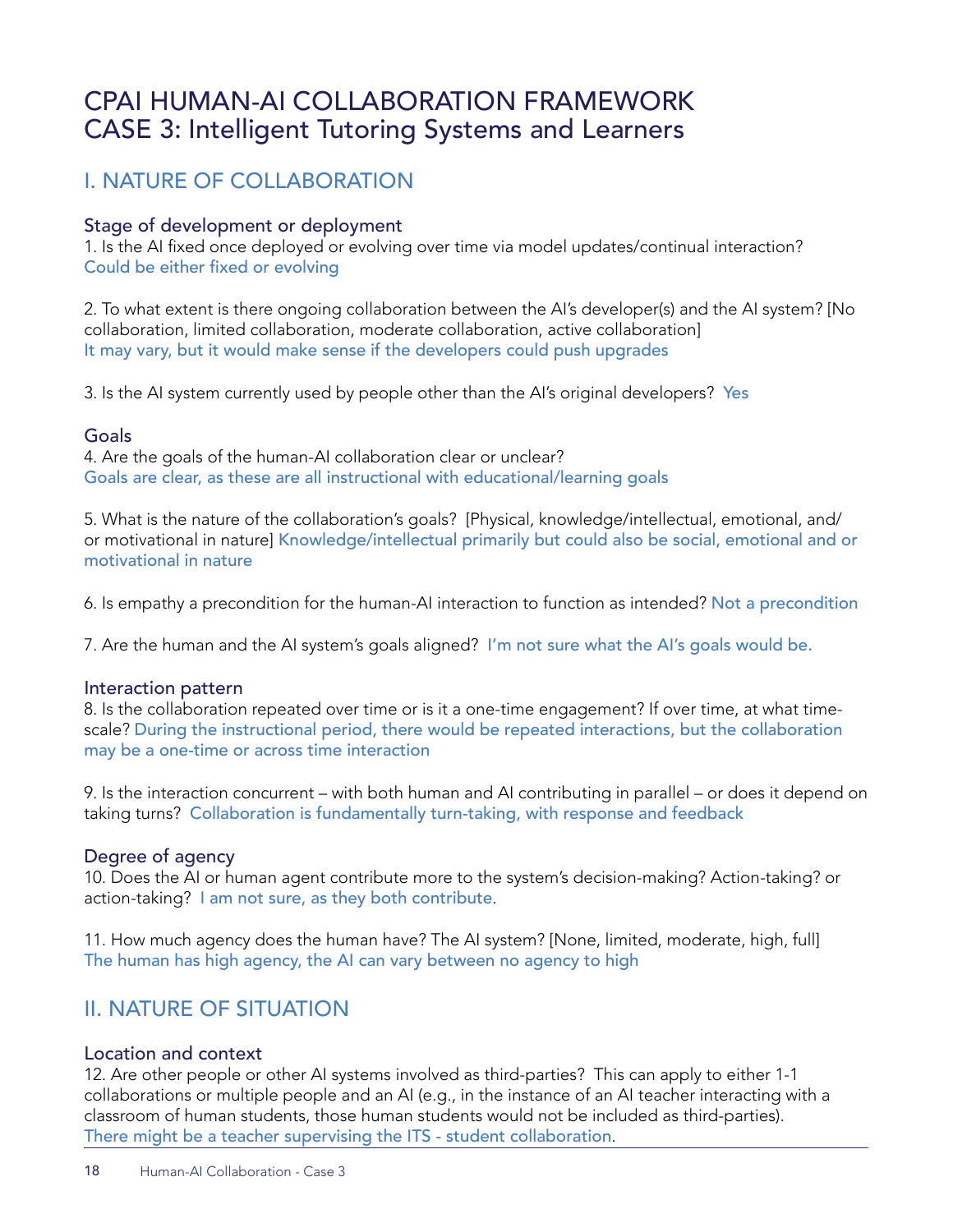# CPAI HUMAN-AI COLLABORATION FRAMEWORK
# CASE 3: Intelligent Tutoring Systems and Learners

## I. NATURE OF COLLABORATION

### Stage of development or deployment

1. Is the AI fixed once deployed or evolving over time via model updates/continual interaction?
Could be either fixed or evolving

2. To what extent is there ongoing collaboration between the AI's developer(s) and the AI system? [No collaboration, limited collaboration, moderate collaboration, active collaboration]
It may vary, but it would make sense if the developers could push upgrades

3. Is the AI system currently used by people other than the AI's original developers? Yes

### Goals

4. Are the goals of the human-AI collaboration clear or unclear?
Goals are clear, as these are all instructional with educational/learning goals

5. What is the nature of the collaboration's goals? [Physical, knowledge/intellectual, emotional, and/or motivational in nature] Knowledge/intellectual primarily but could also be social, emotional and or motivational in nature

6. Is empathy a precondition for the human-AI interaction to function as intended? Not a precondition

7. Are the human and the AI system's goals aligned? I'm not sure what the AI's goals would be.

### Interaction pattern

8. Is the collaboration repeated over time or is it a one-time engagement? If over time, at what time-scale? During the instructional period, there would be repeated interactions, but the collaboration may be a one-time or across time interaction

9. Is the interaction concurrent – with both human and AI contributing in parallel – or does it depend on taking turns? Collaboration is fundamentally turn-taking, with response and feedback

### Degree of agency

10. Does the AI or human agent contribute more to the system's decision-making? Action-taking? or action-taking? I am not sure, as they both contribute.

11. How much agency does the human have? The AI system? [None, limited, moderate, high, full]
The human has high agency, the AI can vary between no agency to high

## II. NATURE OF SITUATION

### Location and context

12. Are other people or other AI systems involved as third-parties? This can apply to either 1-1 collaborations or multiple people and an AI (e.g., in the instance of an AI teacher interacting with a classroom of human students, those human students would not be included as third-parties).
There might be a teacher supervising the ITS - student collaboration.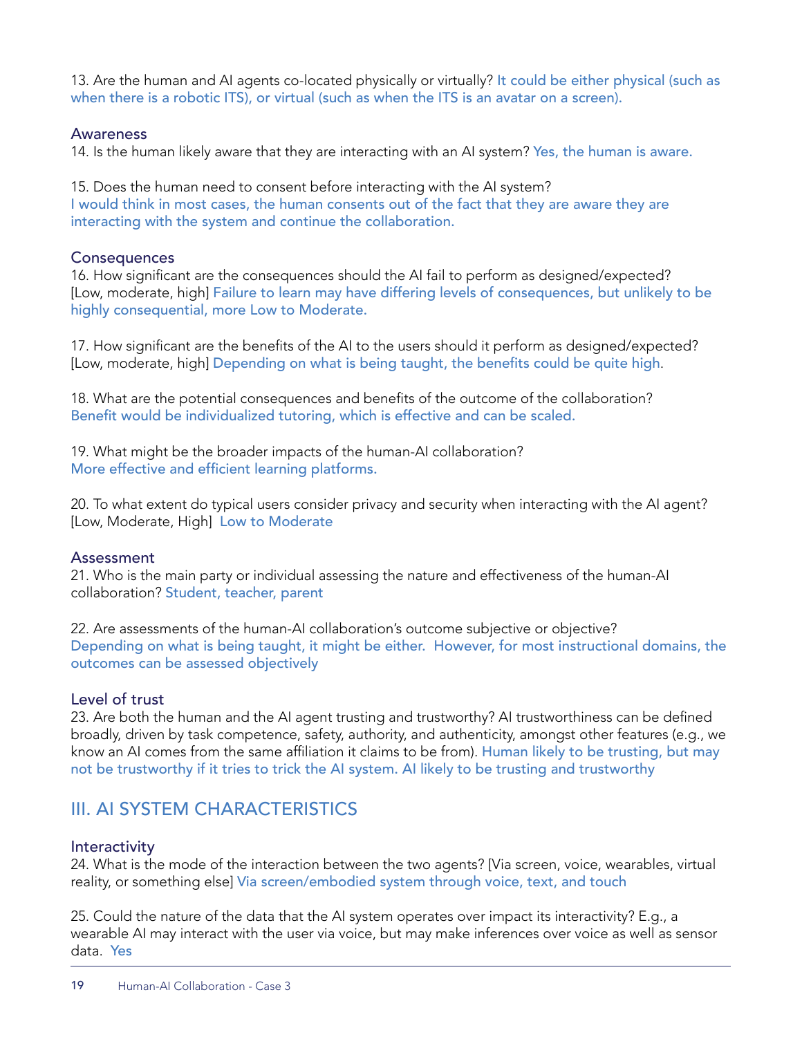13. Are the human and AI agents co-located physically or virtually? It could be either physical (such as when there is a robotic ITS), or virtual (such as when the ITS is an avatar on a screen).

### Awareness

14. Is the human likely aware that they are interacting with an AI system? Yes, the human is aware.

15. Does the human need to consent before interacting with the AI system?
I would think in most cases, the human consents out of the fact that they are aware they are interacting with the system and continue the collaboration.

### Consequences

16. How significant are the consequences should the AI fail to perform as designed/expected? [Low, moderate, high] Failure to learn may have differing levels of consequences, but unlikely to be highly consequential, more Low to Moderate.

17. How significant are the benefits of the AI to the users should it perform as designed/expected? [Low, moderate, high] Depending on what is being taught, the benefits could be quite high.

18. What are the potential consequences and benefits of the outcome of the collaboration?
Benefit would be individualized tutoring, which is effective and can be scaled.

19. What might be the broader impacts of the human-AI collaboration?
More effective and efficient learning platforms.

20. To what extent do typical users consider privacy and security when interacting with the AI agent? [Low, Moderate, High] Low to Moderate

### Assessment

21. Who is the main party or individual assessing the nature and effectiveness of the human-AI collaboration? Student, teacher, parent

22. Are assessments of the human-AI collaboration's outcome subjective or objective?
Depending on what is being taught, it might be either. However, for most instructional domains, the outcomes can be assessed objectively

### Level of trust

23. Are both the human and the AI agent trusting and trustworthy? AI trustworthiness can be defined broadly, driven by task competence, safety, authority, and authenticity, amongst other features (e.g., we know an AI comes from the same affiliation it claims to be from). Human likely to be trusting, but may not be trustworthy if it tries to trick the AI system. AI likely to be trusting and trustworthy

## III. AI SYSTEM CHARACTERISTICS

### Interactivity

24. What is the mode of the interaction between the two agents? [Via screen, voice, wearables, virtual reality, or something else] Via screen/embodied system through voice, text, and touch

25. Could the nature of the data that the AI system operates over impact its interactivity? E.g., a wearable AI may interact with the user via voice, but may make inferences over voice as well as sensor data. Yes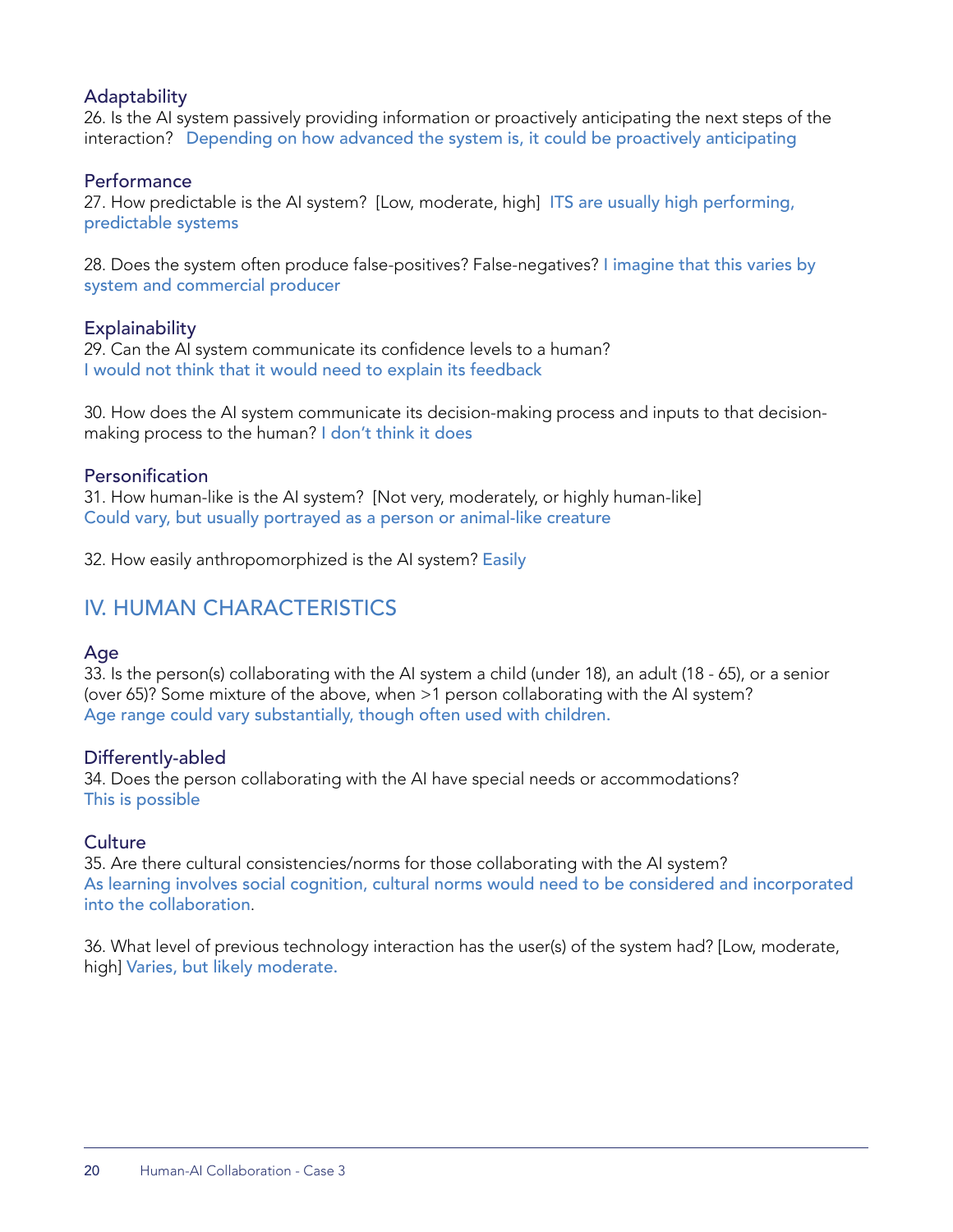### Adaptability

26. Is the AI system passively providing information or proactively anticipating the next steps of the interaction? Depending on how advanced the system is, it could be proactively anticipating

### Performance

27. How predictable is the AI system? [Low, moderate, high] ITS are usually high performing, predictable systems

28. Does the system often produce false-positives? False-negatives? I imagine that this varies by system and commercial producer

### Explainability

29. Can the AI system communicate its confidence levels to a human?
I would not think that it would need to explain its feedback

30. How does the AI system communicate its decision-making process and inputs to that decision-making process to the human? I don't think it does

### Personification

31. How human-like is the AI system? [Not very, moderately, or highly human-like]
Could vary, but usually portrayed as a person or animal-like creature

32. How easily anthropomorphized is the AI system? Easily

## IV. HUMAN CHARACTERISTICS

### Age

33. Is the person(s) collaborating with the AI system a child (under 18), an adult (18 - 65), or a senior (over 65)? Some mixture of the above, when >1 person collaborating with the AI system?
Age range could vary substantially, though often used with children.

### Differently-abled

34. Does the person collaborating with the AI have special needs or accommodations?
This is possible

### Culture

35. Are there cultural consistencies/norms for those collaborating with the AI system?
As learning involves social cognition, cultural norms would need to be considered and incorporated into the collaboration.

36. What level of previous technology interaction has the user(s) of the system had? [Low, moderate, high] Varies, but likely moderate.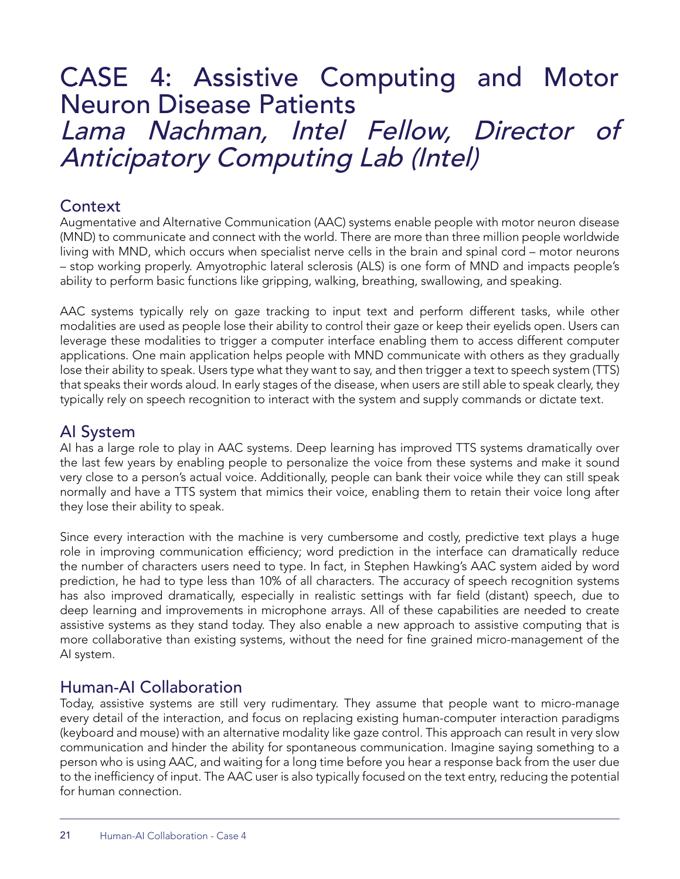# CASE 4: Assistive Computing and Motor Neuron Disease Patients

*Lama Nachman, Intel Fellow, Director of Anticipatory Computing Lab (Intel)*

## Context

Augmentative and Alternative Communication (AAC) systems enable people with motor neuron disease (MND) to communicate and connect with the world. There are more than three million people worldwide living with MND, which occurs when specialist nerve cells in the brain and spinal cord – motor neurons – stop working properly. Amyotrophic lateral sclerosis (ALS) is one form of MND and impacts people's ability to perform basic functions like gripping, walking, breathing, swallowing, and speaking.

AAC systems typically rely on gaze tracking to input text and perform different tasks, while other modalities are used as people lose their ability to control their gaze or keep their eyelids open. Users can leverage these modalities to trigger a computer interface enabling them to access different computer applications. One main application helps people with MND communicate with others as they gradually lose their ability to speak. Users type what they want to say, and then trigger a text to speech system (TTS) that speaks their words aloud. In early stages of the disease, when users are still able to speak clearly, they typically rely on speech recognition to interact with the system and supply commands or dictate text.

## AI System

AI has a large role to play in AAC systems. Deep learning has improved TTS systems dramatically over the last few years by enabling people to personalize the voice from these systems and make it sound very close to a person's actual voice. Additionally, people can bank their voice while they can still speak normally and have a TTS system that mimics their voice, enabling them to retain their voice long after they lose their ability to speak.

Since every interaction with the machine is very cumbersome and costly, predictive text plays a huge role in improving communication efficiency; word prediction in the interface can dramatically reduce the number of characters users need to type. In fact, in Stephen Hawking's AAC system aided by word prediction, he had to type less than 10% of all characters. The accuracy of speech recognition systems has also improved dramatically, especially in realistic settings with far field (distant) speech, due to deep learning and improvements in microphone arrays. All of these capabilities are needed to create assistive systems as they stand today. They also enable a new approach to assistive computing that is more collaborative than existing systems, without the need for fine grained micro-management of the AI system.

## Human-AI Collaboration

Today, assistive systems are still very rudimentary. They assume that people want to micro-manage every detail of the interaction, and focus on replacing existing human-computer interaction paradigms (keyboard and mouse) with an alternative modality like gaze control. This approach can result in very slow communication and hinder the ability for spontaneous communication. Imagine saying something to a person who is using AAC, and waiting for a long time before you hear a response back from the user due to the inefficiency of input. The AAC user is also typically focused on the text entry, reducing the potential for human connection.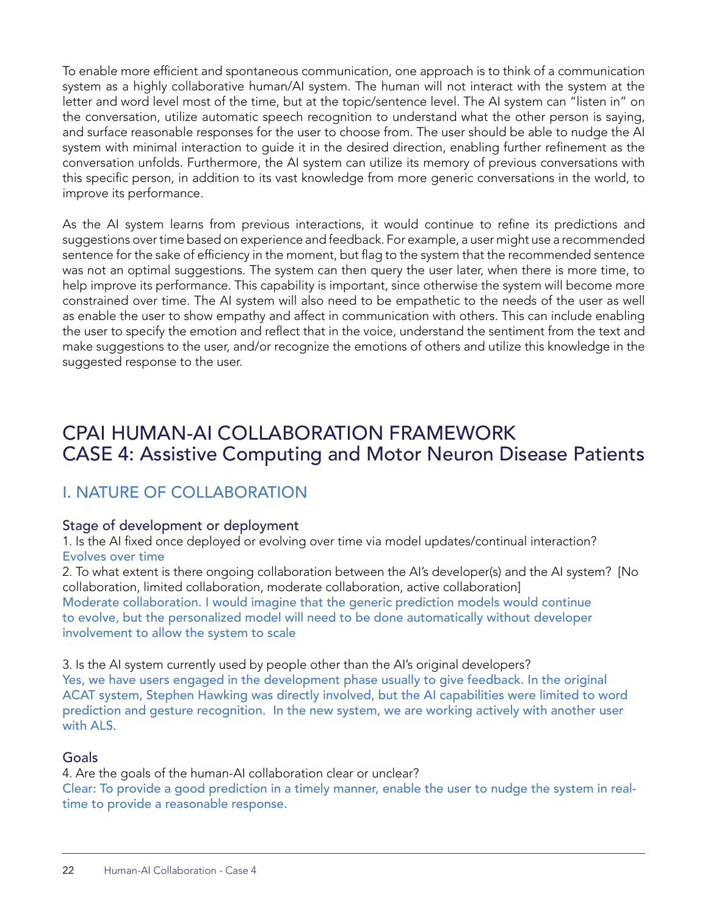To enable more efficient and spontaneous communication, one approach is to think of a communication system as a highly collaborative human/AI system. The human will not interact with the system at the letter and word level most of the time, but at the topic/sentence level. The AI system can "listen in" on the conversation, utilize automatic speech recognition to understand what the other person is saying, and surface reasonable responses for the user to choose from. The user should be able to nudge the AI system with minimal interaction to guide it in the desired direction, enabling further refinement as the conversation unfolds. Furthermore, the AI system can utilize its memory of previous conversations with this specific person, in addition to its vast knowledge from more generic conversations in the world, to improve its performance.

As the AI system learns from previous interactions, it would continue to refine its predictions and suggestions over time based on experience and feedback. For example, a user might use a recommended sentence for the sake of efficiency in the moment, but flag to the system that the recommended sentence was not an optimal suggestions. The system can then query the user later, when there is more time, to help improve its performance. This capability is important, since otherwise the system will become more constrained over time. The AI system will also need to be empathetic to the needs of the user as well as enable the user to show empathy and affect in communication with others. This can include enabling the user to specify the emotion and reflect that in the voice, understand the sentiment from the text and make suggestions to the user, and/or recognize the emotions of others and utilize this knowledge in the suggested response to the user.

# CPAI HUMAN-AI COLLABORATION FRAMEWORK
# CASE 4: Assistive Computing and Motor Neuron Disease Patients

## I. NATURE OF COLLABORATION

### Stage of development or deployment

1. Is the AI fixed once deployed or evolving over time via model updates/continual interaction?
Evolves over time

2. To what extent is there ongoing collaboration between the AI's developer(s) and the AI system? [No collaboration, limited collaboration, moderate collaboration, active collaboration]
Moderate collaboration. I would imagine that the generic prediction models would continue to evolve, but the personalized model will need to be done automatically without developer involvement to allow the system to scale

3. Is the AI system currently used by people other than the AI's original developers?
Yes, we have users engaged in the development phase usually to give feedback. In the original ACAT system, Stephen Hawking was directly involved, but the AI capabilities were limited to word prediction and gesture recognition. In the new system, we are working actively with another user with ALS.

### Goals

4. Are the goals of the human-AI collaboration clear or unclear?
Clear: To provide a good prediction in a timely manner, enable the user to nudge the system in real-time to provide a reasonable response.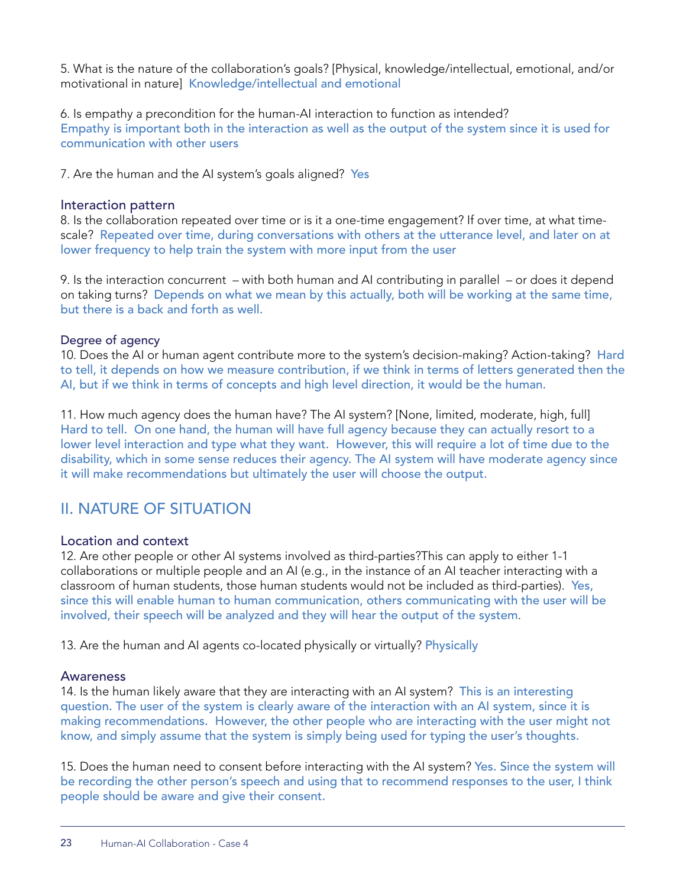5. What is the nature of the collaboration's goals? [Physical, knowledge/intellectual, emotional, and/or motivational in nature] Knowledge/intellectual and emotional

6. Is empathy a precondition for the human-AI interaction to function as intended? Empathy is important both in the interaction as well as the output of the system since it is used for communication with other users

7. Are the human and the AI system's goals aligned? Yes

### Interaction pattern

8. Is the collaboration repeated over time or is it a one-time engagement? If over time, at what time-scale? Repeated over time, during conversations with others at the utterance level, and later on at lower frequency to help train the system with more input from the user

9. Is the interaction concurrent – with both human and AI contributing in parallel – or does it depend on taking turns? Depends on what we mean by this actually, both will be working at the same time, but there is a back and forth as well.

### Degree of agency

10. Does the AI or human agent contribute more to the system's decision-making? Action-taking? Hard to tell, it depends on how we measure contribution, if we think in terms of letters generated then the AI, but if we think in terms of concepts and high level direction, it would be the human.

11. How much agency does the human have? The AI system? [None, limited, moderate, high, full] Hard to tell. On one hand, the human will have full agency because they can actually resort to a lower level interaction and type what they want. However, this will require a lot of time due to the disability, which in some sense reduces their agency. The AI system will have moderate agency since it will make recommendations but ultimately the user will choose the output.

## II. NATURE OF SITUATION

### Location and context

12. Are other people or other AI systems involved as third-parties?This can apply to either 1-1 collaborations or multiple people and an AI (e.g., in the instance of an AI teacher interacting with a classroom of human students, those human students would not be included as third-parties). Yes, since this will enable human to human communication, others communicating with the user will be involved, their speech will be analyzed and they will hear the output of the system.

13. Are the human and AI agents co-located physically or virtually? Physically

### Awareness

14. Is the human likely aware that they are interacting with an AI system? This is an interesting question. The user of the system is clearly aware of the interaction with an AI system, since it is making recommendations. However, the other people who are interacting with the user might not know, and simply assume that the system is simply being used for typing the user's thoughts.

15. Does the human need to consent before interacting with the AI system? Yes. Since the system will be recording the other person's speech and using that to recommend responses to the user, I think people should be aware and give their consent.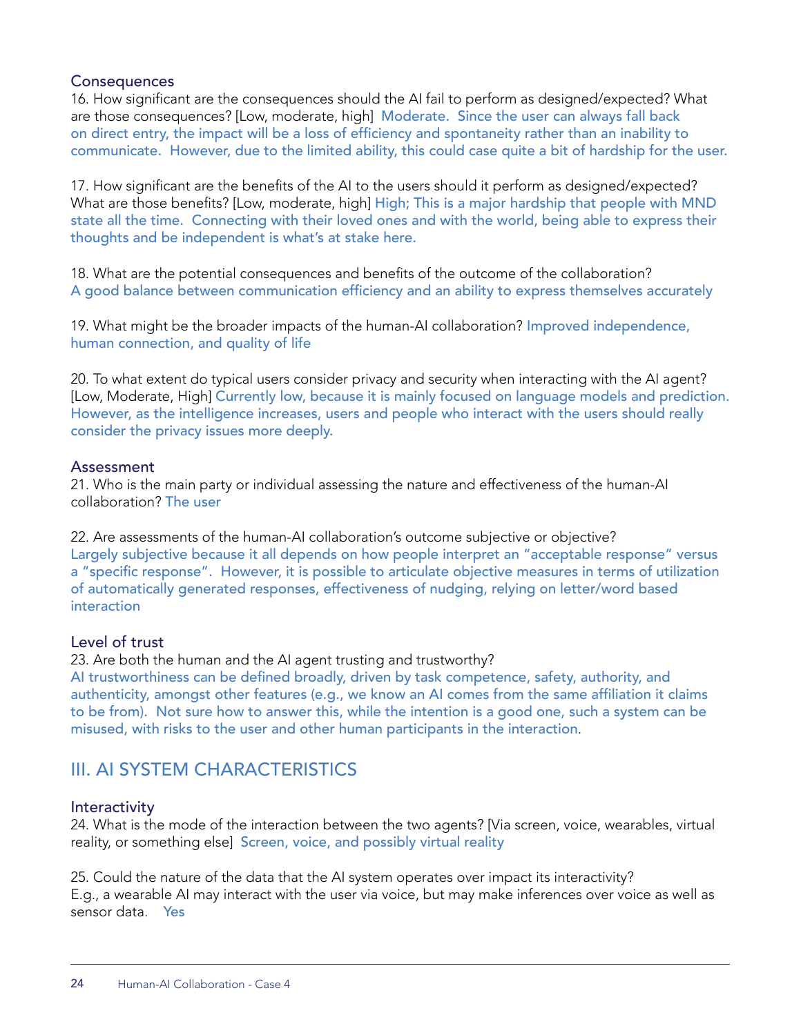### Consequences

16. How significant are the consequences should the AI fail to perform as designed/expected? What are those consequences? [Low, moderate, high] Moderate. Since the user can always fall back on direct entry, the impact will be a loss of efficiency and spontaneity rather than an inability to communicate. However, due to the limited ability, this could case quite a bit of hardship for the user.

17. How significant are the benefits of the AI to the users should it perform as designed/expected? What are those benefits? [Low, moderate, high] High; This is a major hardship that people with MND state all the time. Connecting with their loved ones and with the world, being able to express their thoughts and be independent is what's at stake here.

18. What are the potential consequences and benefits of the outcome of the collaboration? A good balance between communication efficiency and an ability to express themselves accurately

19. What might be the broader impacts of the human-AI collaboration? Improved independence, human connection, and quality of life

20. To what extent do typical users consider privacy and security when interacting with the AI agent? [Low, Moderate, High] Currently low, because it is mainly focused on language models and prediction. However, as the intelligence increases, users and people who interact with the users should really consider the privacy issues more deeply.

### Assessment

21. Who is the main party or individual assessing the nature and effectiveness of the human-AI collaboration? The user

22. Are assessments of the human-AI collaboration's outcome subjective or objective? Largely subjective because it all depends on how people interpret an "acceptable response" versus a "specific response". However, it is possible to articulate objective measures in terms of utilization of automatically generated responses, effectiveness of nudging, relying on letter/word based interaction

### Level of trust

23. Are both the human and the AI agent trusting and trustworthy? AI trustworthiness can be defined broadly, driven by task competence, safety, authority, and authenticity, amongst other features (e.g., we know an AI comes from the same affiliation it claims to be from). Not sure how to answer this, while the intention is a good one, such a system can be misused, with risks to the user and other human participants in the interaction.

## III. AI SYSTEM CHARACTERISTICS

### Interactivity

24. What is the mode of the interaction between the two agents? [Via screen, voice, wearables, virtual reality, or something else] Screen, voice, and possibly virtual reality

25. Could the nature of the data that the AI system operates over impact its interactivity? E.g., a wearable AI may interact with the user via voice, but may make inferences over voice as well as sensor data. Yes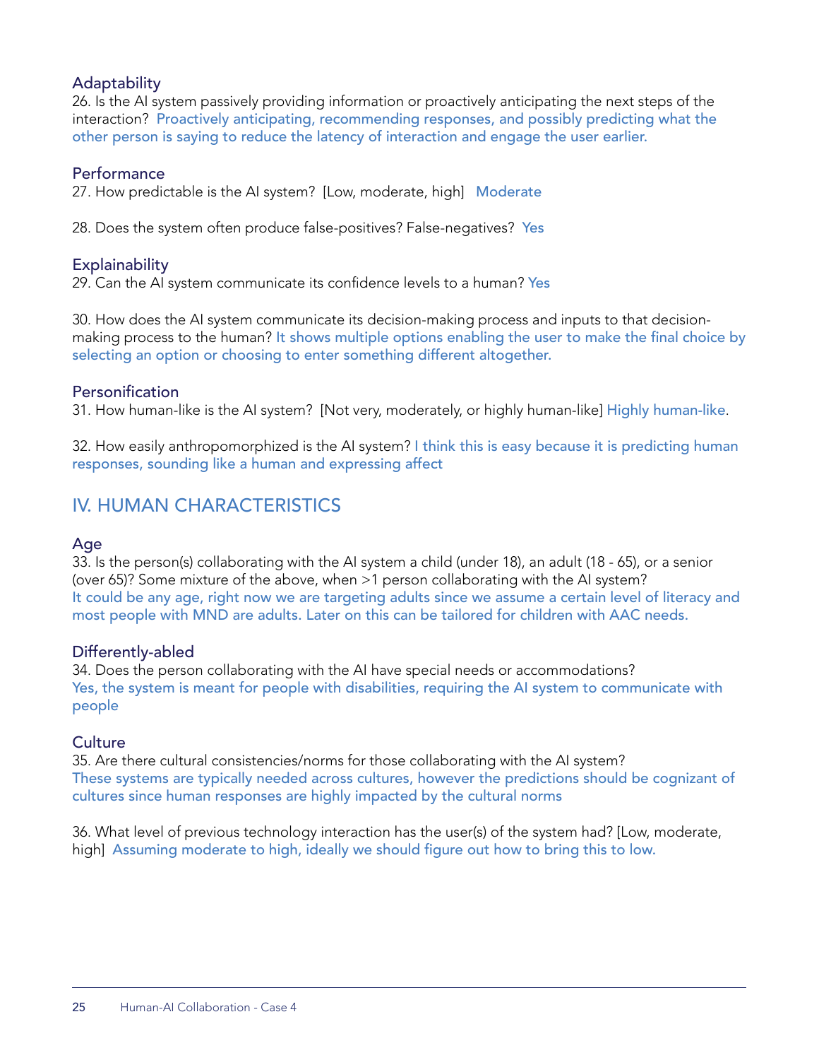### Adaptability

26. Is the AI system passively providing information or proactively anticipating the next steps of the interaction? Proactively anticipating, recommending responses, and possibly predicting what the other person is saying to reduce the latency of interaction and engage the user earlier.

### Performance

27. How predictable is the AI system? [Low, moderate, high] Moderate

28. Does the system often produce false-positives? False-negatives? Yes

### Explainability

29. Can the AI system communicate its confidence levels to a human? Yes

30. How does the AI system communicate its decision-making process and inputs to that decision-making process to the human? It shows multiple options enabling the user to make the final choice by selecting an option or choosing to enter something different altogether.

### Personification

31. How human-like is the AI system? [Not very, moderately, or highly human-like] Highly human-like.

32. How easily anthropomorphized is the AI system? I think this is easy because it is predicting human responses, sounding like a human and expressing affect

## IV. HUMAN CHARACTERISTICS

### Age

33. Is the person(s) collaborating with the AI system a child (under 18), an adult (18 - 65), or a senior (over 65)? Some mixture of the above, when >1 person collaborating with the AI system?
It could be any age, right now we are targeting adults since we assume a certain level of literacy and most people with MND are adults. Later on this can be tailored for children with AAC needs.

### Differently-abled

34. Does the person collaborating with the AI have special needs or accommodations?
Yes, the system is meant for people with disabilities, requiring the AI system to communicate with people

### Culture

35. Are there cultural consistencies/norms for those collaborating with the AI system?
These systems are typically needed across cultures, however the predictions should be cognizant of cultures since human responses are highly impacted by the cultural norms

36. What level of previous technology interaction has the user(s) of the system had? [Low, moderate, high] Assuming moderate to high, ideally we should figure out how to bring this to low.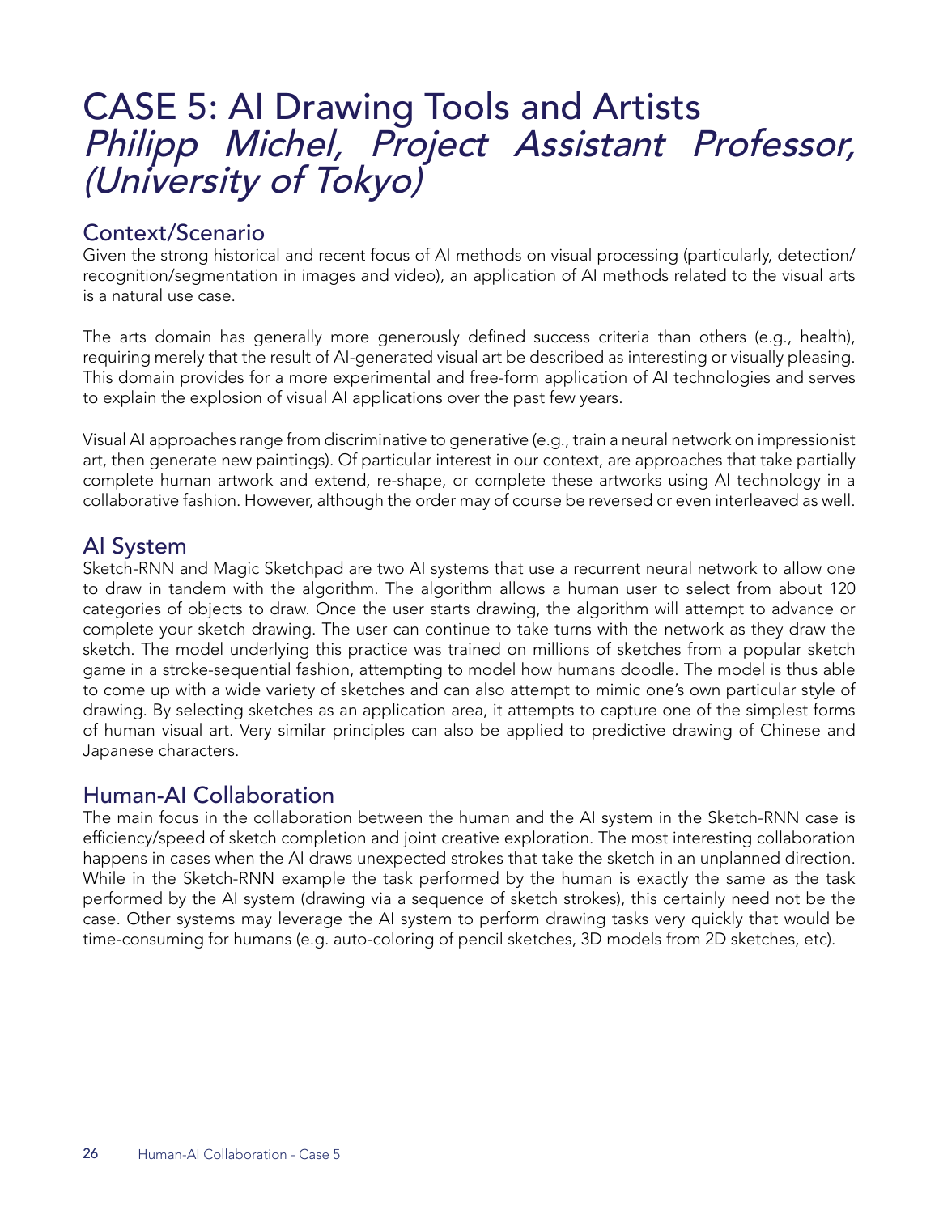# CASE 5: AI Drawing Tools and Artists

*Philipp Michel, Project Assistant Professor, (University of Tokyo)*

## Context/Scenario

Given the strong historical and recent focus of AI methods on visual processing (particularly, detection/recognition/segmentation in images and video), an application of AI methods related to the visual arts is a natural use case.

The arts domain has generally more generously defined success criteria than others (e.g., health), requiring merely that the result of AI-generated visual art be described as interesting or visually pleasing. This domain provides for a more experimental and free-form application of AI technologies and serves to explain the explosion of visual AI applications over the past few years.

Visual AI approaches range from discriminative to generative (e.g., train a neural network on impressionist art, then generate new paintings). Of particular interest in our context, are approaches that take partially complete human artwork and extend, re-shape, or complete these artworks using AI technology in a collaborative fashion. However, although the order may of course be reversed or even interleaved as well.

## AI System

Sketch-RNN and Magic Sketchpad are two AI systems that use a recurrent neural network to allow one to draw in tandem with the algorithm. The algorithm allows a human user to select from about 120 categories of objects to draw. Once the user starts drawing, the algorithm will attempt to advance or complete your sketch drawing. The user can continue to take turns with the network as they draw the sketch. The model underlying this practice was trained on millions of sketches from a popular sketch game in a stroke-sequential fashion, attempting to model how humans doodle. The model is thus able to come up with a wide variety of sketches and can also attempt to mimic one's own particular style of drawing. By selecting sketches as an application area, it attempts to capture one of the simplest forms of human visual art. Very similar principles can also be applied to predictive drawing of Chinese and Japanese characters.

## Human-AI Collaboration

The main focus in the collaboration between the human and the AI system in the Sketch-RNN case is efficiency/speed of sketch completion and joint creative exploration. The most interesting collaboration happens in cases when the AI draws unexpected strokes that take the sketch in an unplanned direction. While in the Sketch-RNN example the task performed by the human is exactly the same as the task performed by the AI system (drawing via a sequence of sketch strokes), this certainly need not be the case. Other systems may leverage the AI system to perform drawing tasks very quickly that would be time-consuming for humans (e.g. auto-coloring of pencil sketches, 3D models from 2D sketches, etc).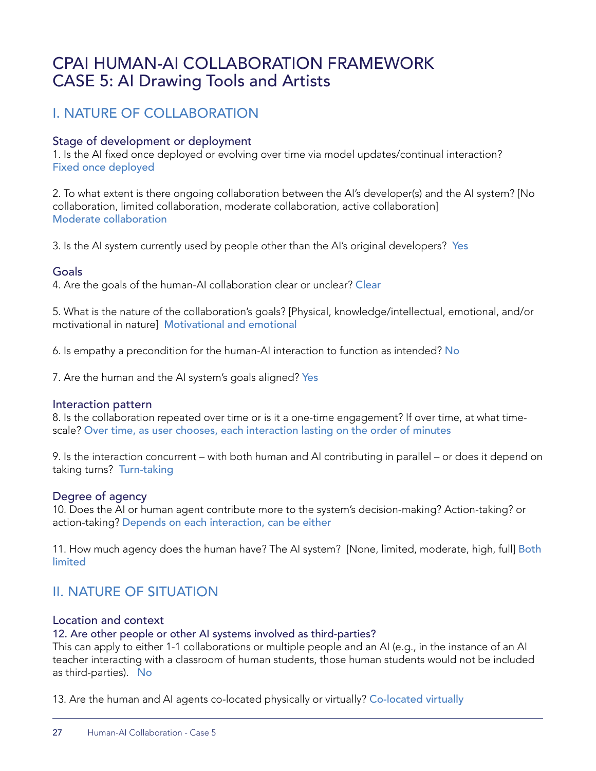# CPAI HUMAN-AI COLLABORATION FRAMEWORK
# CASE 5: AI Drawing Tools and Artists

## I. NATURE OF COLLABORATION

### Stage of development or deployment

1. Is the AI fixed once deployed or evolving over time via model updates/continual interaction?
Fixed once deployed

2. To what extent is there ongoing collaboration between the AI's developer(s) and the AI system? [No collaboration, limited collaboration, moderate collaboration, active collaboration]
Moderate collaboration

3. Is the AI system currently used by people other than the AI's original developers? Yes

### Goals

4. Are the goals of the human-AI collaboration clear or unclear? Clear

5. What is the nature of the collaboration's goals? [Physical, knowledge/intellectual, emotional, and/or motivational in nature] Motivational and emotional

6. Is empathy a precondition for the human-AI interaction to function as intended? No

7. Are the human and the AI system's goals aligned? Yes

### Interaction pattern

8. Is the collaboration repeated over time or is it a one-time engagement? If over time, at what time-scale? Over time, as user chooses, each interaction lasting on the order of minutes

9. Is the interaction concurrent – with both human and AI contributing in parallel – or does it depend on taking turns? Turn-taking

### Degree of agency

10. Does the AI or human agent contribute more to the system's decision-making? Action-taking? or action-taking? Depends on each interaction, can be either

11. How much agency does the human have? The AI system? [None, limited, moderate, high, full] Both limited

## II. NATURE OF SITUATION

### Location and context

**12. Are other people or other AI systems involved as third-parties?**
This can apply to either 1-1 collaborations or multiple people and an AI (e.g., in the instance of an AI teacher interacting with a classroom of human students, those human students would not be included as third-parties). No

13. Are the human and AI agents co-located physically or virtually? Co-located virtually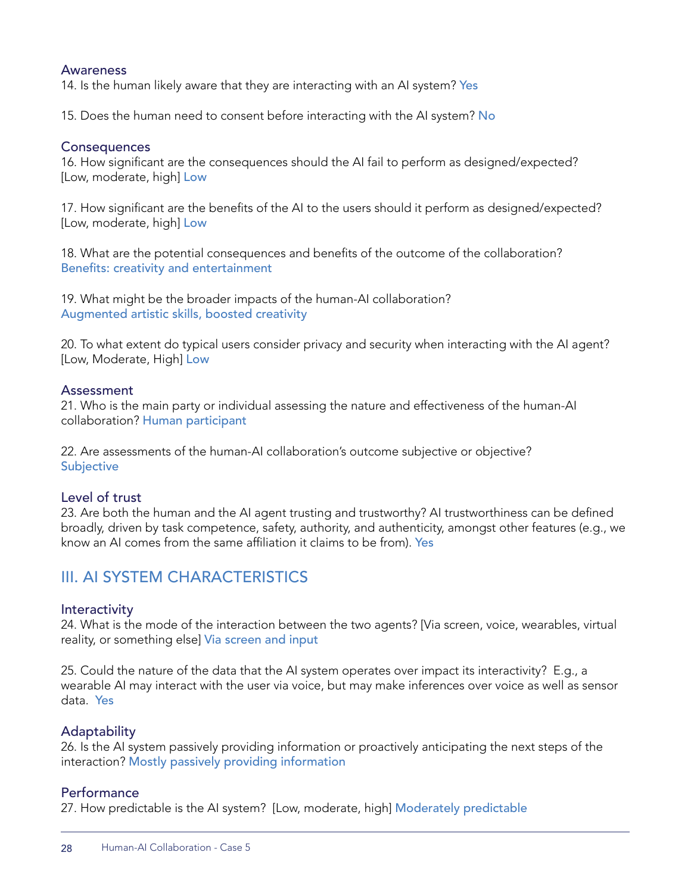### Awareness

14. Is the human likely aware that they are interacting with an AI system? Yes

15. Does the human need to consent before interacting with the AI system? No

### Consequences

16. How significant are the consequences should the AI fail to perform as designed/expected? [Low, moderate, high] Low

17. How significant are the benefits of the AI to the users should it perform as designed/expected? [Low, moderate, high] Low

18. What are the potential consequences and benefits of the outcome of the collaboration?
Benefits: creativity and entertainment

19. What might be the broader impacts of the human-AI collaboration?
Augmented artistic skills, boosted creativity

20. To what extent do typical users consider privacy and security when interacting with the AI agent? [Low, Moderate, High] Low

### Assessment

21. Who is the main party or individual assessing the nature and effectiveness of the human-AI collaboration? Human participant

22. Are assessments of the human-AI collaboration's outcome subjective or objective?
Subjective

### Level of trust

23. Are both the human and the AI agent trusting and trustworthy? AI trustworthiness can be defined broadly, driven by task competence, safety, authority, and authenticity, amongst other features (e.g., we know an AI comes from the same affiliation it claims to be from). Yes

## III. AI SYSTEM CHARACTERISTICS

### Interactivity

24. What is the mode of the interaction between the two agents? [Via screen, voice, wearables, virtual reality, or something else] Via screen and input

25. Could the nature of the data that the AI system operates over impact its interactivity? E.g., a wearable AI may interact with the user via voice, but may make inferences over voice as well as sensor data. Yes

### Adaptability

26. Is the AI system passively providing information or proactively anticipating the next steps of the interaction? Mostly passively providing information

### Performance

27. How predictable is the AI system? [Low, moderate, high] Moderately predictable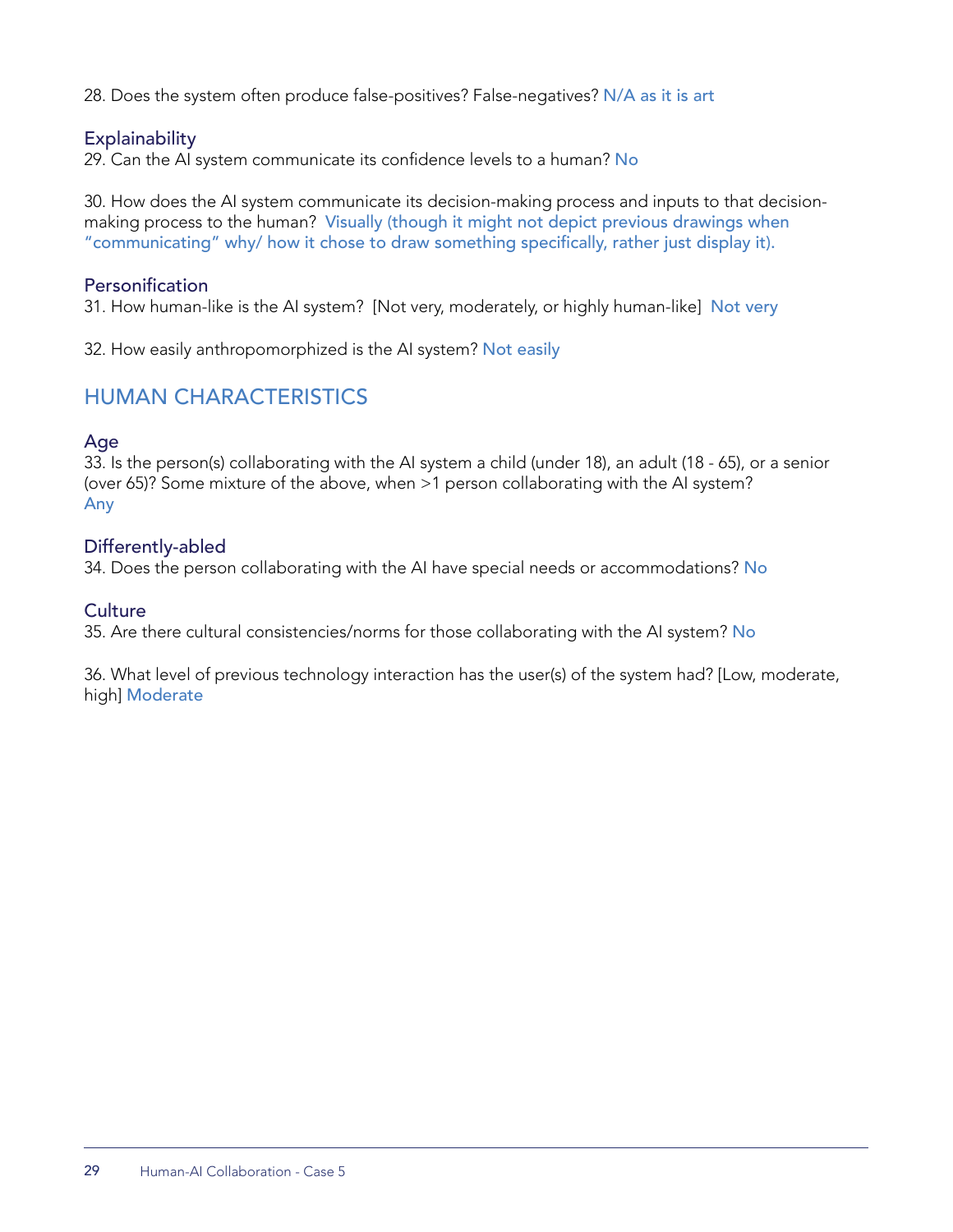28. Does the system often produce false-positives? False-negatives? N/A as it is art

### Explainability

29. Can the AI system communicate its confidence levels to a human? No

30. How does the AI system communicate its decision-making process and inputs to that decision-making process to the human? Visually (though it might not depict previous drawings when "communicating" why/ how it chose to draw something specifically, rather just display it).

### Personification

31. How human-like is the AI system? [Not very, moderately, or highly human-like] Not very

32. How easily anthropomorphized is the AI system? Not easily

## HUMAN CHARACTERISTICS

### Age

33. Is the person(s) collaborating with the AI system a child (under 18), an adult (18 - 65), or a senior (over 65)? Some mixture of the above, when >1 person collaborating with the AI system?
Any

### Differently-abled

34. Does the person collaborating with the AI have special needs or accommodations? No

### Culture

35. Are there cultural consistencies/norms for those collaborating with the AI system? No

36. What level of previous technology interaction has the user(s) of the system had? [Low, moderate, high] Moderate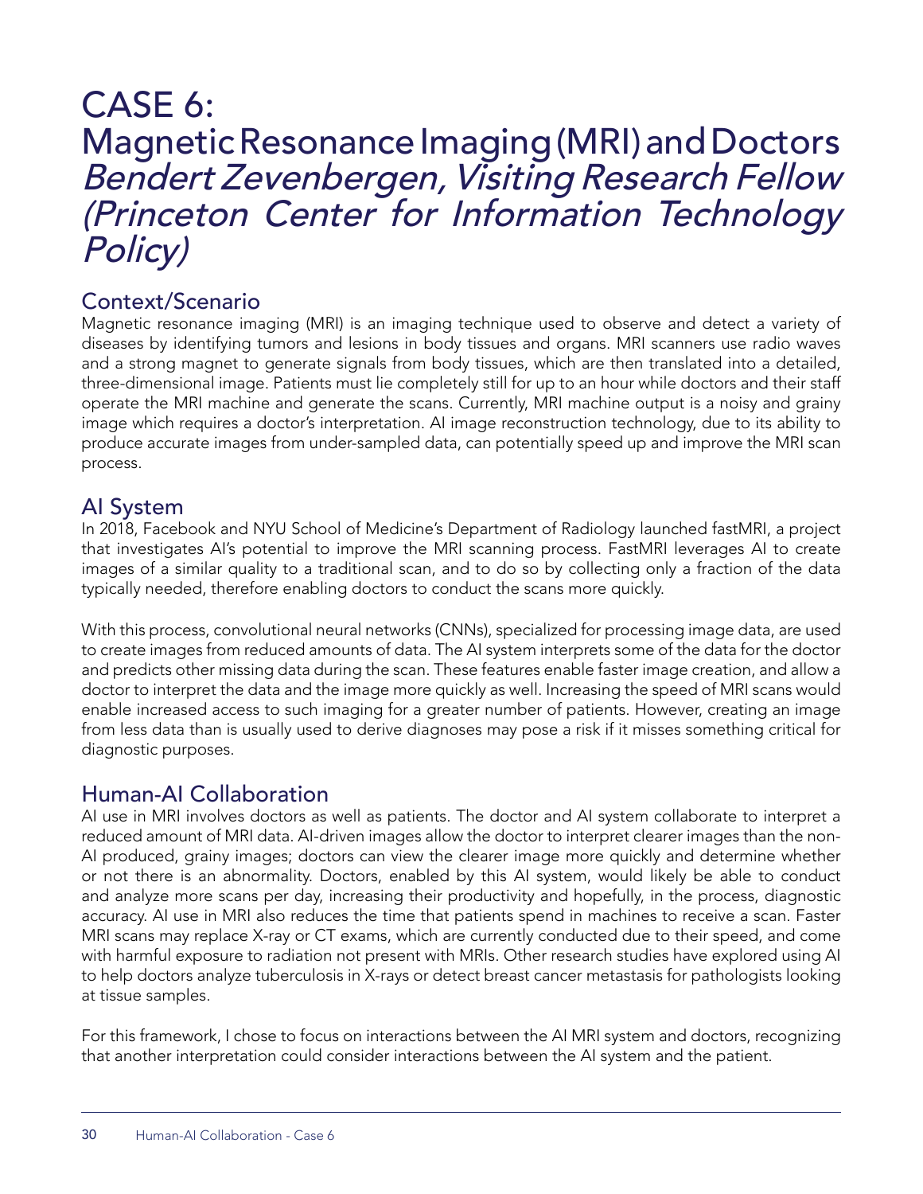# CASE 6:
# Magnetic Resonance Imaging (MRI) and Doctors
*Bendert Zevenbergen, Visiting Research Fellow (Princeton Center for Information Technology Policy)*

## Context/Scenario

Magnetic resonance imaging (MRI) is an imaging technique used to observe and detect a variety of diseases by identifying tumors and lesions in body tissues and organs. MRI scanners use radio waves and a strong magnet to generate signals from body tissues, which are then translated into a detailed, three-dimensional image. Patients must lie completely still for up to an hour while doctors and their staff operate the MRI machine and generate the scans. Currently, MRI machine output is a noisy and grainy image which requires a doctor's interpretation. AI image reconstruction technology, due to its ability to produce accurate images from under-sampled data, can potentially speed up and improve the MRI scan process.

## AI System

In 2018, Facebook and NYU School of Medicine's Department of Radiology launched fastMRI, a project that investigates AI's potential to improve the MRI scanning process. FastMRI leverages AI to create images of a similar quality to a traditional scan, and to do so by collecting only a fraction of the data typically needed, therefore enabling doctors to conduct the scans more quickly.

With this process, convolutional neural networks (CNNs), specialized for processing image data, are used to create images from reduced amounts of data. The AI system interprets some of the data for the doctor and predicts other missing data during the scan. These features enable faster image creation, and allow a doctor to interpret the data and the image more quickly as well. Increasing the speed of MRI scans would enable increased access to such imaging for a greater number of patients. However, creating an image from less data than is usually used to derive diagnoses may pose a risk if it misses something critical for diagnostic purposes.

## Human-AI Collaboration

AI use in MRI involves doctors as well as patients. The doctor and AI system collaborate to interpret a reduced amount of MRI data. AI-driven images allow the doctor to interpret clearer images than the non-AI produced, grainy images; doctors can view the clearer image more quickly and determine whether or not there is an abnormality. Doctors, enabled by this AI system, would likely be able to conduct and analyze more scans per day, increasing their productivity and hopefully, in the process, diagnostic accuracy. AI use in MRI also reduces the time that patients spend in machines to receive a scan. Faster MRI scans may replace X-ray or CT exams, which are currently conducted due to their speed, and come with harmful exposure to radiation not present with MRIs. Other research studies have explored using AI to help doctors analyze tuberculosis in X-rays or detect breast cancer metastasis for pathologists looking at tissue samples.

For this framework, I chose to focus on interactions between the AI MRI system and doctors, recognizing that another interpretation could consider interactions between the AI system and the patient.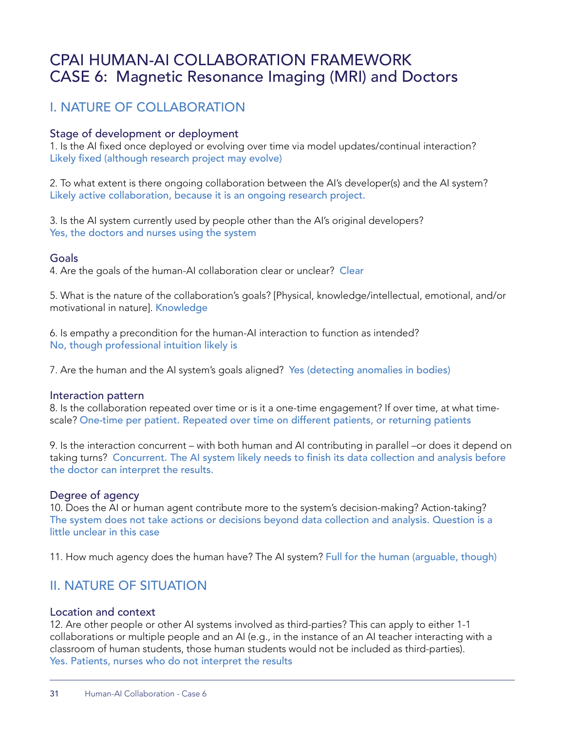# CPAI HUMAN-AI COLLABORATION FRAMEWORK
# CASE 6: Magnetic Resonance Imaging (MRI) and Doctors

## I. NATURE OF COLLABORATION

### Stage of development or deployment

1. Is the AI fixed once deployed or evolving over time via model updates/continual interaction?
Likely fixed (although research project may evolve)

2. To what extent is there ongoing collaboration between the AI's developer(s) and the AI system?
Likely active collaboration, because it is an ongoing research project.

3. Is the AI system currently used by people other than the AI's original developers?
Yes, the doctors and nurses using the system

### Goals

4. Are the goals of the human-AI collaboration clear or unclear? Clear

5. What is the nature of the collaboration's goals? [Physical, knowledge/intellectual, emotional, and/or motivational in nature]. Knowledge

6. Is empathy a precondition for the human-AI interaction to function as intended?
No, though professional intuition likely is

7. Are the human and the AI system's goals aligned? Yes (detecting anomalies in bodies)

### Interaction pattern

8. Is the collaboration repeated over time or is it a one-time engagement? If over time, at what time-scale? One-time per patient. Repeated over time on different patients, or returning patients

9. Is the interaction concurrent – with both human and AI contributing in parallel –or does it depend on taking turns? Concurrent. The AI system likely needs to finish its data collection and analysis before the doctor can interpret the results.

### Degree of agency

10. Does the AI or human agent contribute more to the system's decision-making? Action-taking?
The system does not take actions or decisions beyond data collection and analysis. Question is a little unclear in this case

11. How much agency does the human have? The AI system? Full for the human (arguable, though)

## II. NATURE OF SITUATION

### Location and context

12. Are other people or other AI systems involved as third-parties? This can apply to either 1-1 collaborations or multiple people and an AI (e.g., in the instance of an AI teacher interacting with a classroom of human students, those human students would not be included as third-parties).
Yes. Patients, nurses who do not interpret the results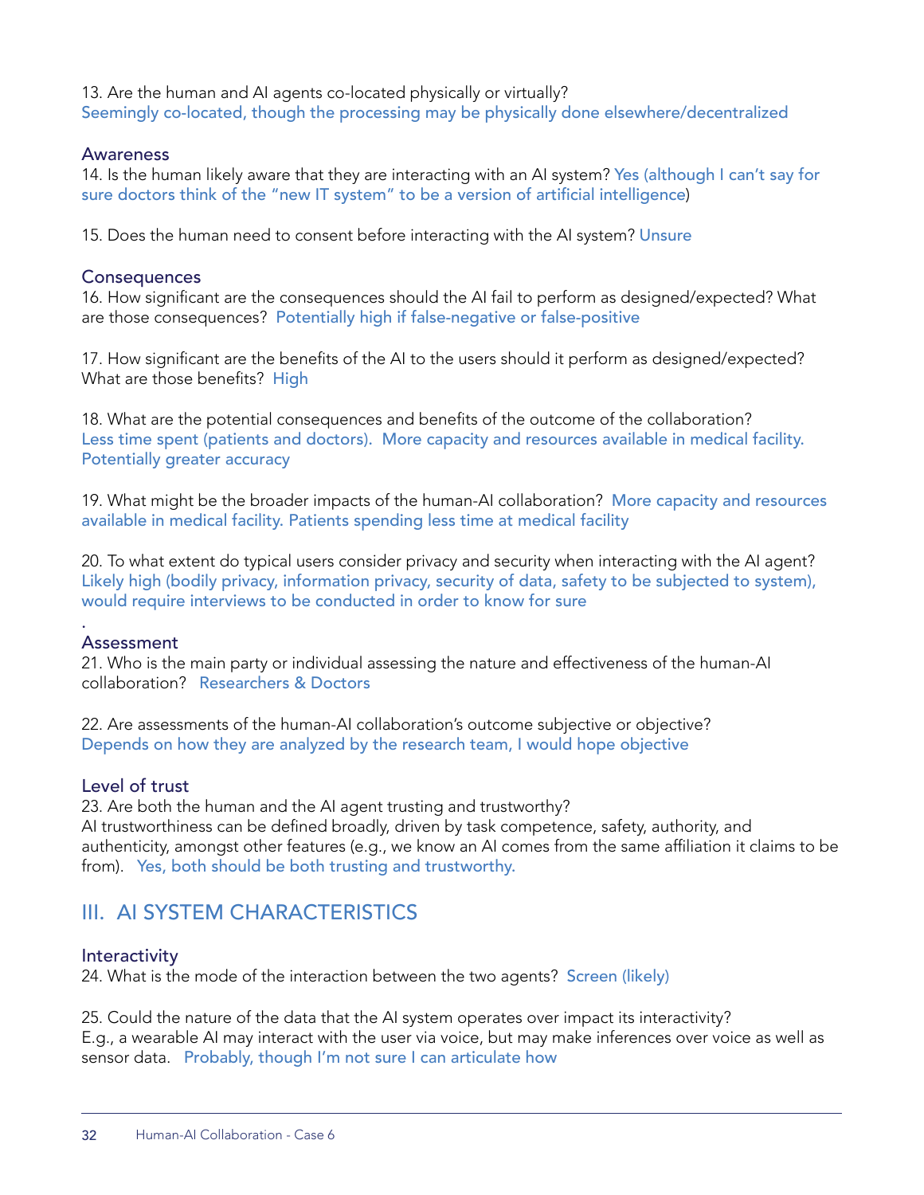13. Are the human and AI agents co-located physically or virtually?
Seemingly co-located, though the processing may be physically done elsewhere/decentralized

### Awareness

14. Is the human likely aware that they are interacting with an AI system? Yes (although I can't say for sure doctors think of the "new IT system" to be a version of artificial intelligence)

15. Does the human need to consent before interacting with the AI system? Unsure

### Consequences

16. How significant are the consequences should the AI fail to perform as designed/expected? What are those consequences? Potentially high if false-negative or false-positive

17. How significant are the benefits of the AI to the users should it perform as designed/expected? What are those benefits? High

18. What are the potential consequences and benefits of the outcome of the collaboration?
Less time spent (patients and doctors). More capacity and resources available in medical facility. Potentially greater accuracy

19. What might be the broader impacts of the human-AI collaboration? More capacity and resources available in medical facility. Patients spending less time at medical facility

20. To what extent do typical users consider privacy and security when interacting with the AI agent?
Likely high (bodily privacy, information privacy, security of data, safety to be subjected to system), would require interviews to be conducted in order to know for sure

.

### Assessment

21. Who is the main party or individual assessing the nature and effectiveness of the human-AI collaboration? Researchers & Doctors

22. Are assessments of the human-AI collaboration's outcome subjective or objective?
Depends on how they are analyzed by the research team, I would hope objective

### Level of trust

23. Are both the human and the AI agent trusting and trustworthy?
AI trustworthiness can be defined broadly, driven by task competence, safety, authority, and authenticity, amongst other features (e.g., we know an AI comes from the same affiliation it claims to be from). Yes, both should be both trusting and trustworthy.

## III. AI SYSTEM CHARACTERISTICS

### Interactivity

24. What is the mode of the interaction between the two agents? Screen (likely)

25. Could the nature of the data that the AI system operates over impact its interactivity?
E.g., a wearable AI may interact with the user via voice, but may make inferences over voice as well as sensor data. Probably, though I'm not sure I can articulate how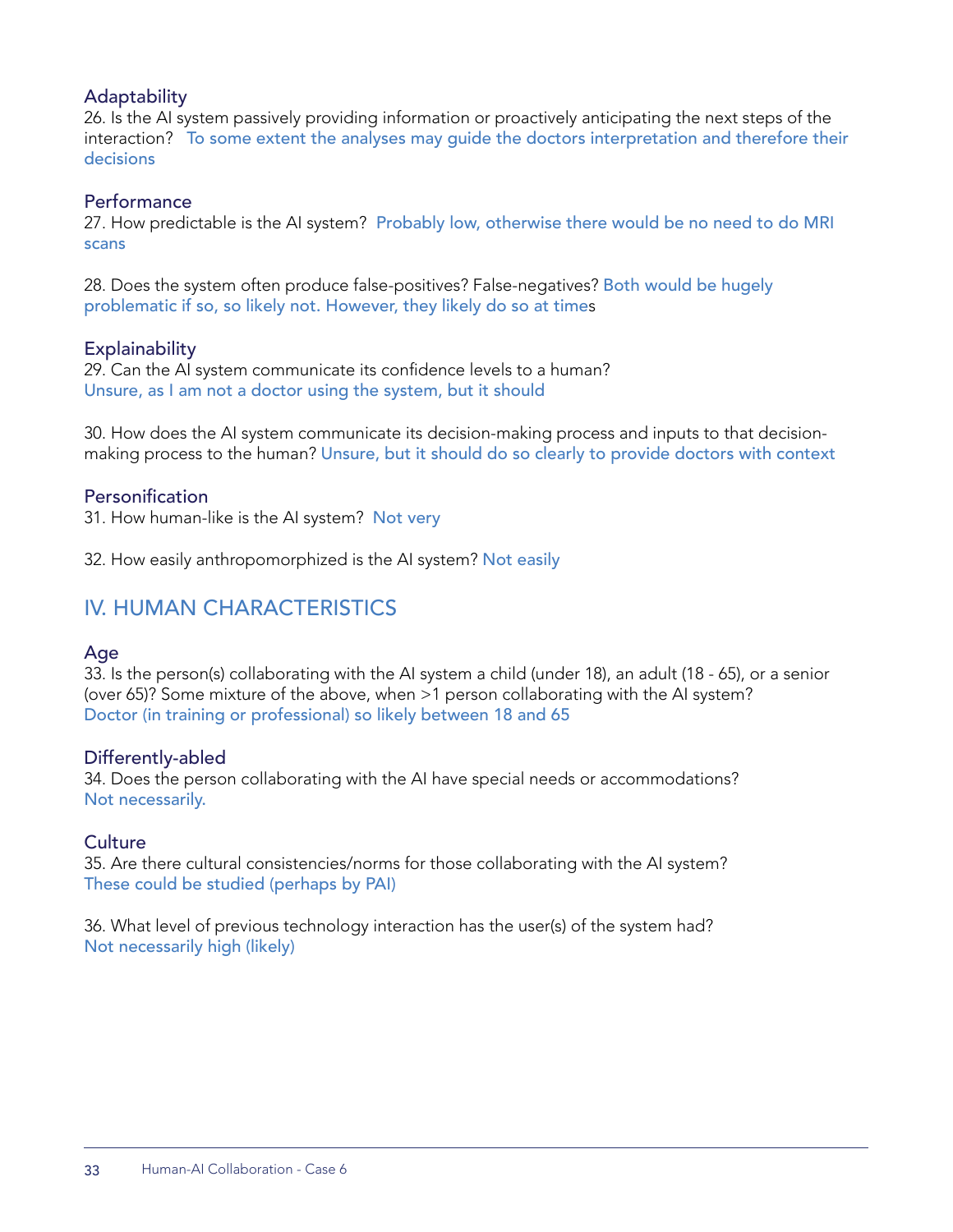### Adaptability

26. Is the AI system passively providing information or proactively anticipating the next steps of the interaction? To some extent the analyses may guide the doctors interpretation and therefore their decisions

### Performance

27. How predictable is the AI system? Probably low, otherwise there would be no need to do MRI scans

28. Does the system often produce false-positives? False-negatives? Both would be hugely problematic if so, so likely not. However, they likely do so at times

### Explainability

29. Can the AI system communicate its confidence levels to a human?
Unsure, as I am not a doctor using the system, but it should

30. How does the AI system communicate its decision-making process and inputs to that decision-making process to the human? Unsure, but it should do so clearly to provide doctors with context

### Personification

31. How human-like is the AI system? Not very

32. How easily anthropomorphized is the AI system? Not easily

## IV. HUMAN CHARACTERISTICS

### Age

33. Is the person(s) collaborating with the AI system a child (under 18), an adult (18 - 65), or a senior (over 65)? Some mixture of the above, when >1 person collaborating with the AI system?
Doctor (in training or professional) so likely between 18 and 65

### Differently-abled

34. Does the person collaborating with the AI have special needs or accommodations?
Not necessarily.

### Culture

35. Are there cultural consistencies/norms for those collaborating with the AI system?
These could be studied (perhaps by PAI)

36. What level of previous technology interaction has the user(s) of the system had?
Not necessarily high (likely)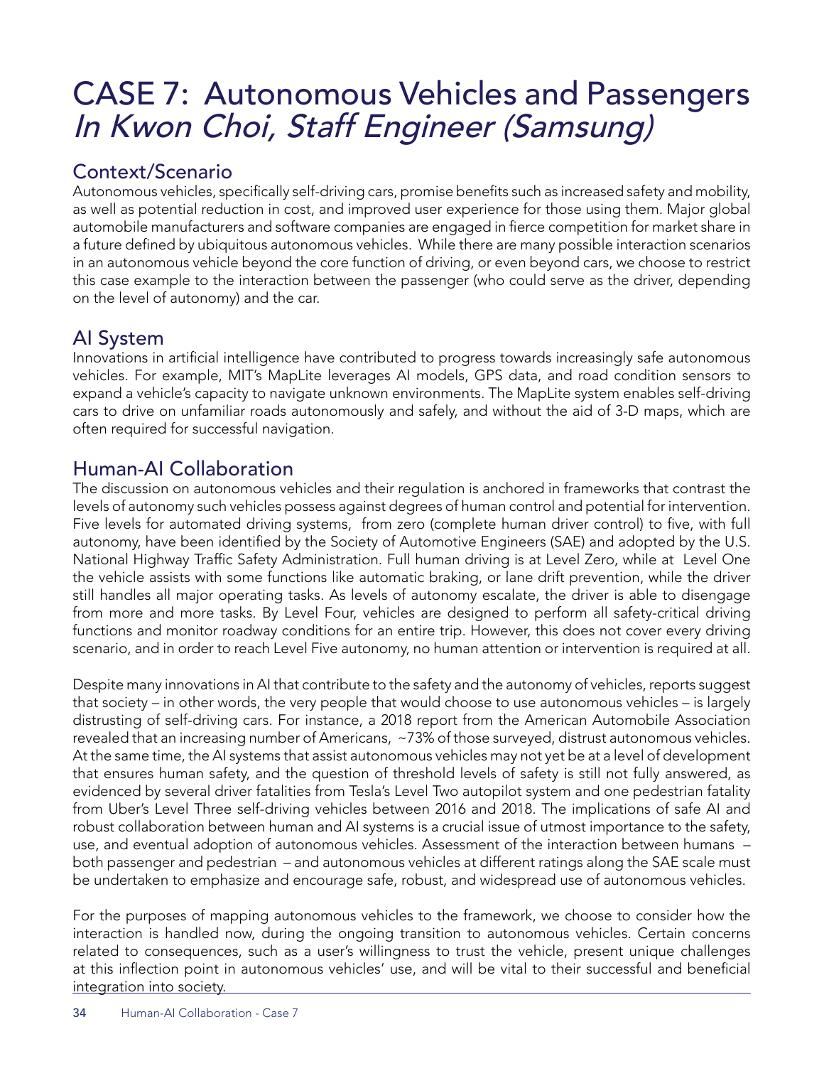# CASE 7: Autonomous Vehicles and Passengers

*In Kwon Choi, Staff Engineer (Samsung)*

## Context/Scenario

Autonomous vehicles, specifically self-driving cars, promise benefits such as increased safety and mobility, as well as potential reduction in cost, and improved user experience for those using them. Major global automobile manufacturers and software companies are engaged in fierce competition for market share in a future defined by ubiquitous autonomous vehicles. While there are many possible interaction scenarios in an autonomous vehicle beyond the core function of driving, or even beyond cars, we choose to restrict this case example to the interaction between the passenger (who could serve as the driver, depending on the level of autonomy) and the car.

## AI System

Innovations in artificial intelligence have contributed to progress towards increasingly safe autonomous vehicles. For example, MIT's MapLite leverages AI models, GPS data, and road condition sensors to expand a vehicle's capacity to navigate unknown environments. The MapLite system enables self-driving cars to drive on unfamiliar roads autonomously and safely, and without the aid of 3-D maps, which are often required for successful navigation.

## Human-AI Collaboration

The discussion on autonomous vehicles and their regulation is anchored in frameworks that contrast the levels of autonomy such vehicles possess against degrees of human control and potential for intervention. Five levels for automated driving systems, from zero (complete human driver control) to five, with full autonomy, have been identified by the Society of Automotive Engineers (SAE) and adopted by the U.S. National Highway Traffic Safety Administration. Full human driving is at Level Zero, while at Level One the vehicle assists with some functions like automatic braking, or lane drift prevention, while the driver still handles all major operating tasks. As levels of autonomy escalate, the driver is able to disengage from more and more tasks. By Level Four, vehicles are designed to perform all safety-critical driving functions and monitor roadway conditions for an entire trip. However, this does not cover every driving scenario, and in order to reach Level Five autonomy, no human attention or intervention is required at all.

Despite many innovations in AI that contribute to the safety and the autonomy of vehicles, reports suggest that society – in other words, the very people that would choose to use autonomous vehicles – is largely distrusting of self-driving cars. For instance, a 2018 report from the American Automobile Association revealed that an increasing number of Americans, ~73% of those surveyed, distrust autonomous vehicles. At the same time, the AI systems that assist autonomous vehicles may not yet be at a level of development that ensures human safety, and the question of threshold levels of safety is still not fully answered, as evidenced by several driver fatalities from Tesla's Level Two autopilot system and one pedestrian fatality from Uber's Level Three self-driving vehicles between 2016 and 2018. The implications of safe AI and robust collaboration between human and AI systems is a crucial issue of utmost importance to the safety, use, and eventual adoption of autonomous vehicles. Assessment of the interaction between humans – both passenger and pedestrian – and autonomous vehicles at different ratings along the SAE scale must be undertaken to emphasize and encourage safe, robust, and widespread use of autonomous vehicles.

For the purposes of mapping autonomous vehicles to the framework, we choose to consider how the interaction is handled now, during the ongoing transition to autonomous vehicles. Certain concerns related to consequences, such as a user's willingness to trust the vehicle, present unique challenges at this inflection point in autonomous vehicles' use, and will be vital to their successful and beneficial integration into society.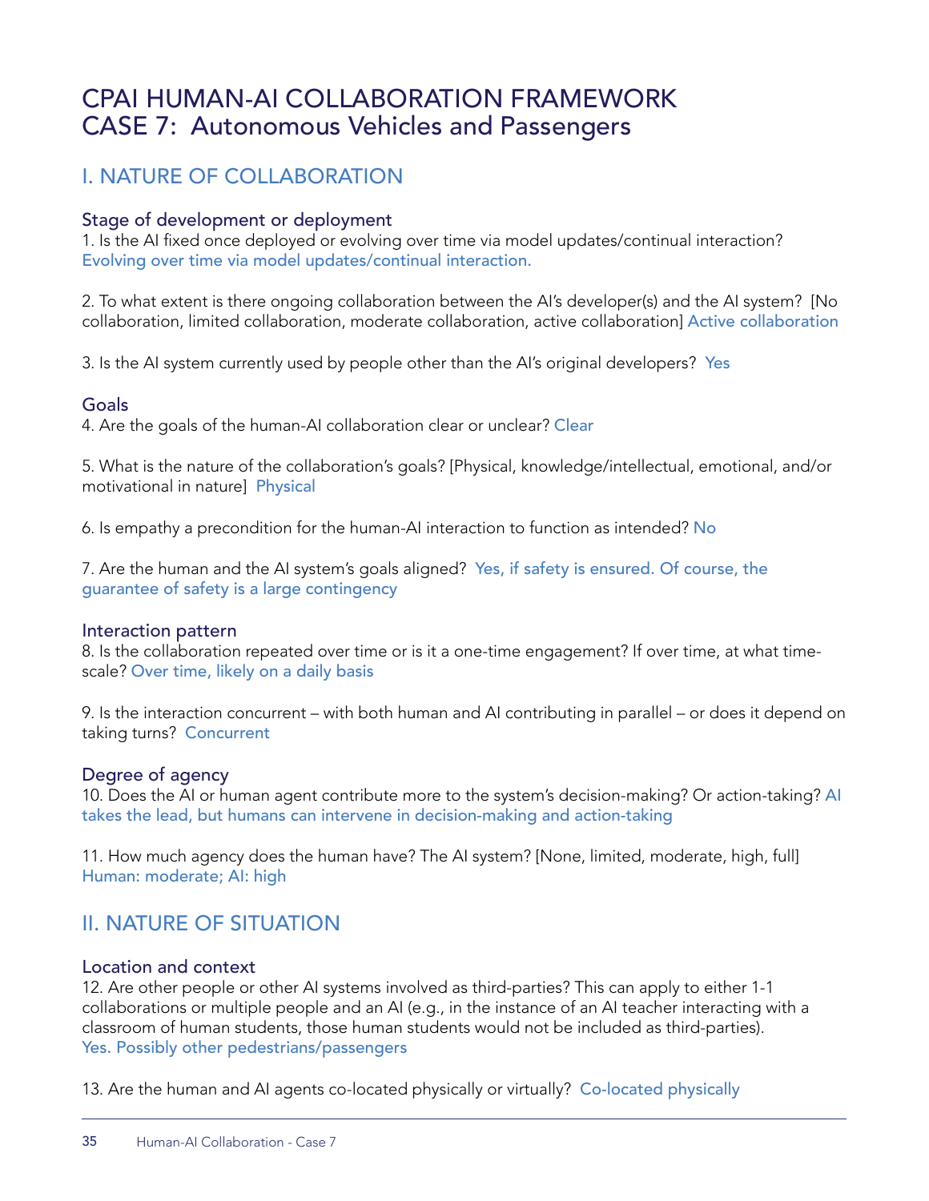# CPAI HUMAN-AI COLLABORATION FRAMEWORK
# CASE 7: Autonomous Vehicles and Passengers

## I. NATURE OF COLLABORATION

### Stage of development or deployment

1. Is the AI fixed once deployed or evolving over time via model updates/continual interaction? Evolving over time via model updates/continual interaction.

2. To what extent is there ongoing collaboration between the AI's developer(s) and the AI system? [No collaboration, limited collaboration, moderate collaboration, active collaboration] Active collaboration

3. Is the AI system currently used by people other than the AI's original developers? Yes

### Goals

4. Are the goals of the human-AI collaboration clear or unclear? Clear

5. What is the nature of the collaboration's goals? [Physical, knowledge/intellectual, emotional, and/or motivational in nature] Physical

6. Is empathy a precondition for the human-AI interaction to function as intended? No

7. Are the human and the AI system's goals aligned? Yes, if safety is ensured. Of course, the guarantee of safety is a large contingency

### Interaction pattern

8. Is the collaboration repeated over time or is it a one-time engagement? If over time, at what time-scale? Over time, likely on a daily basis

9. Is the interaction concurrent – with both human and AI contributing in parallel – or does it depend on taking turns? Concurrent

### Degree of agency

10. Does the AI or human agent contribute more to the system's decision-making? Or action-taking? AI takes the lead, but humans can intervene in decision-making and action-taking

11. How much agency does the human have? The AI system? [None, limited, moderate, high, full] Human: moderate; AI: high

## II. NATURE OF SITUATION

### Location and context

12. Are other people or other AI systems involved as third-parties? This can apply to either 1-1 collaborations or multiple people and an AI (e.g., in the instance of an AI teacher interacting with a classroom of human students, those human students would not be included as third-parties). Yes. Possibly other pedestrians/passengers

13. Are the human and AI agents co-located physically or virtually? Co-located physically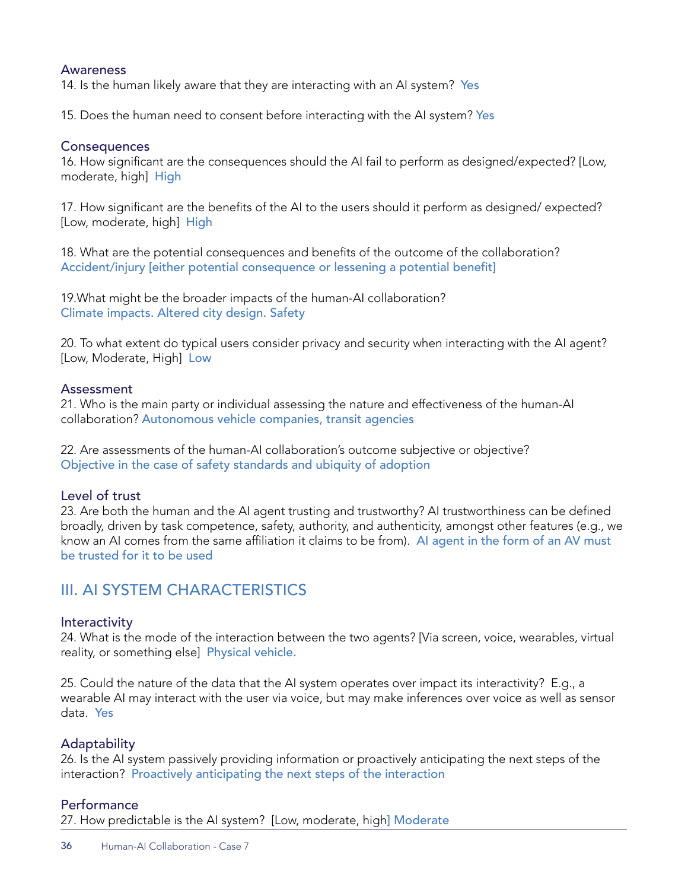### Awareness

14. Is the human likely aware that they are interacting with an AI system? Yes

15. Does the human need to consent before interacting with the AI system? Yes

### Consequences

16. How significant are the consequences should the AI fail to perform as designed/expected? [Low, moderate, high] High

17. How significant are the benefits of the AI to the users should it perform as designed/ expected? [Low, moderate, high] High

18. What are the potential consequences and benefits of the outcome of the collaboration? Accident/injury [either potential consequence or lessening a potential benefit]

19.What might be the broader impacts of the human-AI collaboration? Climate impacts. Altered city design. Safety

20. To what extent do typical users consider privacy and security when interacting with the AI agent? [Low, Moderate, High] Low

### Assessment

21. Who is the main party or individual assessing the nature and effectiveness of the human-AI collaboration? Autonomous vehicle companies, transit agencies

22. Are assessments of the human-AI collaboration's outcome subjective or objective? Objective in the case of safety standards and ubiquity of adoption

### Level of trust

23. Are both the human and the AI agent trusting and trustworthy? AI trustworthiness can be defined broadly, driven by task competence, safety, authority, and authenticity, amongst other features (e.g., we know an AI comes from the same affiliation it claims to be from). AI agent in the form of an AV must be trusted for it to be used

## III. AI SYSTEM CHARACTERISTICS

### Interactivity

24. What is the mode of the interaction between the two agents? [Via screen, voice, wearables, virtual reality, or something else] Physical vehicle.

25. Could the nature of the data that the AI system operates over impact its interactivity? E.g., a wearable AI may interact with the user via voice, but may make inferences over voice as well as sensor data. Yes

### Adaptability

26. Is the AI system passively providing information or proactively anticipating the next steps of the interaction? Proactively anticipating the next steps of the interaction

### Performance

27. How predictable is the AI system? [Low, moderate, high] Moderate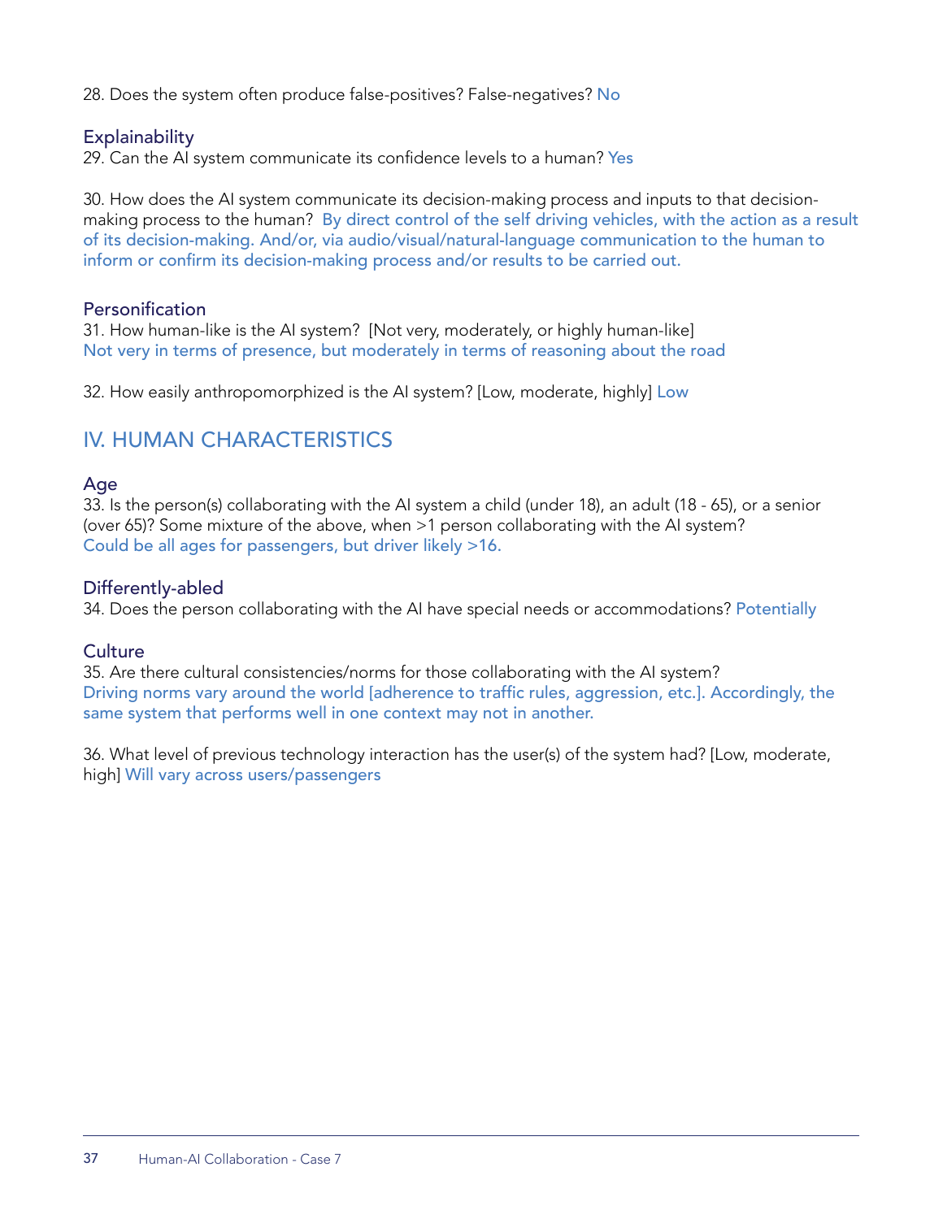28. Does the system often produce false-positives? False-negatives? No

### Explainability

29. Can the AI system communicate its confidence levels to a human? Yes

30. How does the AI system communicate its decision-making process and inputs to that decision-making process to the human? By direct control of the self driving vehicles, with the action as a result of its decision-making. And/or, via audio/visual/natural-language communication to the human to inform or confirm its decision-making process and/or results to be carried out.

### Personification

31. How human-like is the AI system? [Not very, moderately, or highly human-like]
Not very in terms of presence, but moderately in terms of reasoning about the road

32. How easily anthropomorphized is the AI system? [Low, moderate, highly] Low

## IV. HUMAN CHARACTERISTICS

### Age

33. Is the person(s) collaborating with the AI system a child (under 18), an adult (18 - 65), or a senior (over 65)? Some mixture of the above, when >1 person collaborating with the AI system?
Could be all ages for passengers, but driver likely >16.

### Differently-abled

34. Does the person collaborating with the AI have special needs or accommodations? Potentially

### Culture

35. Are there cultural consistencies/norms for those collaborating with the AI system?
Driving norms vary around the world [adherence to traffic rules, aggression, etc.]. Accordingly, the same system that performs well in one context may not in another.

36. What level of previous technology interaction has the user(s) of the system had? [Low, moderate, high] Will vary across users/passengers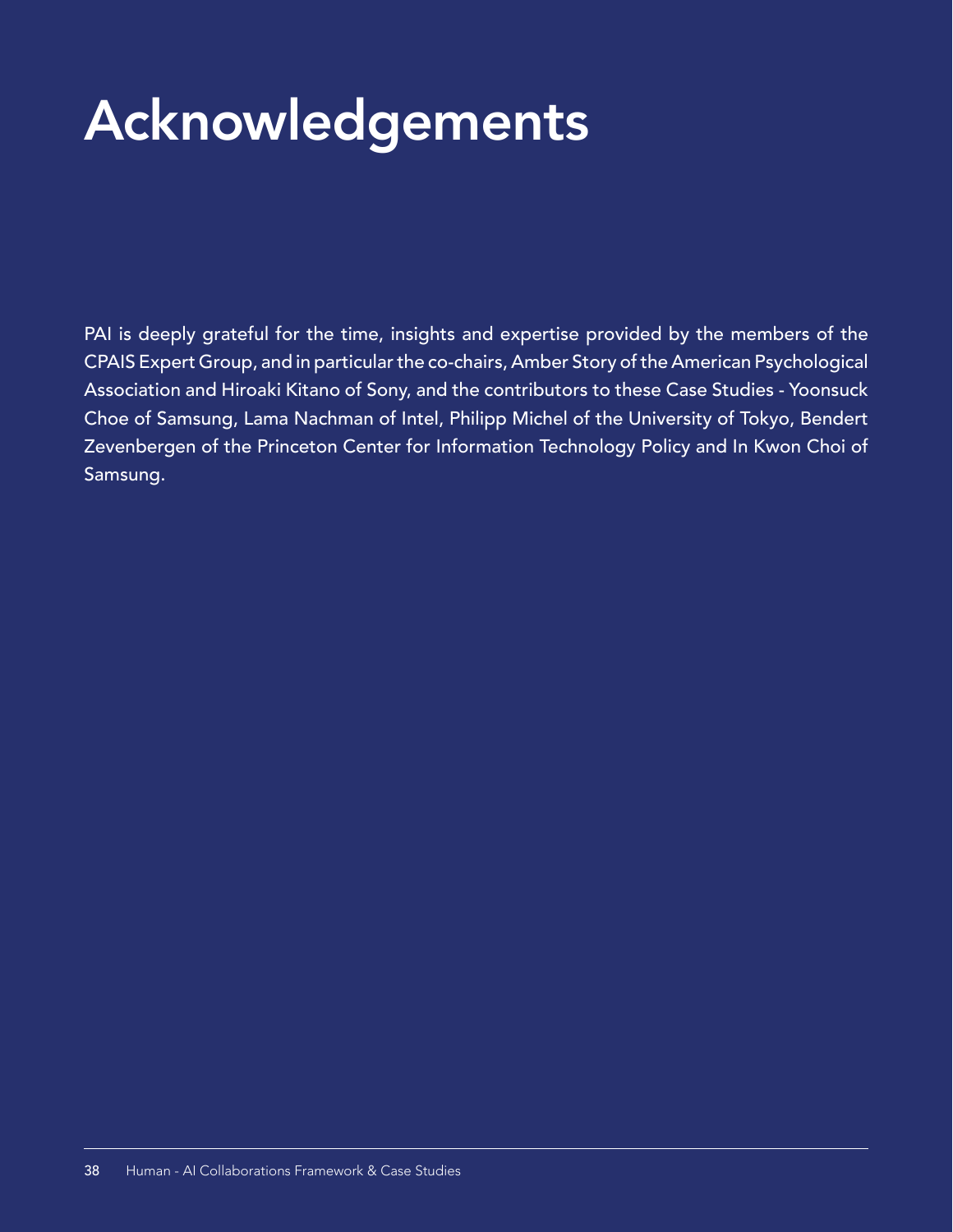# Acknowledgements

PAI is deeply grateful for the time, insights and expertise provided by the members of the CPAIS Expert Group, and in particular the co-chairs, Amber Story of the American Psychological Association and Hiroaki Kitano of Sony, and the contributors to these Case Studies - Yoonsuck Choe of Samsung, Lama Nachman of Intel, Philipp Michel of the University of Tokyo, Bendert Zevenbergen of the Princeton Center for Information Technology Policy and In Kwon Choi of Samsung.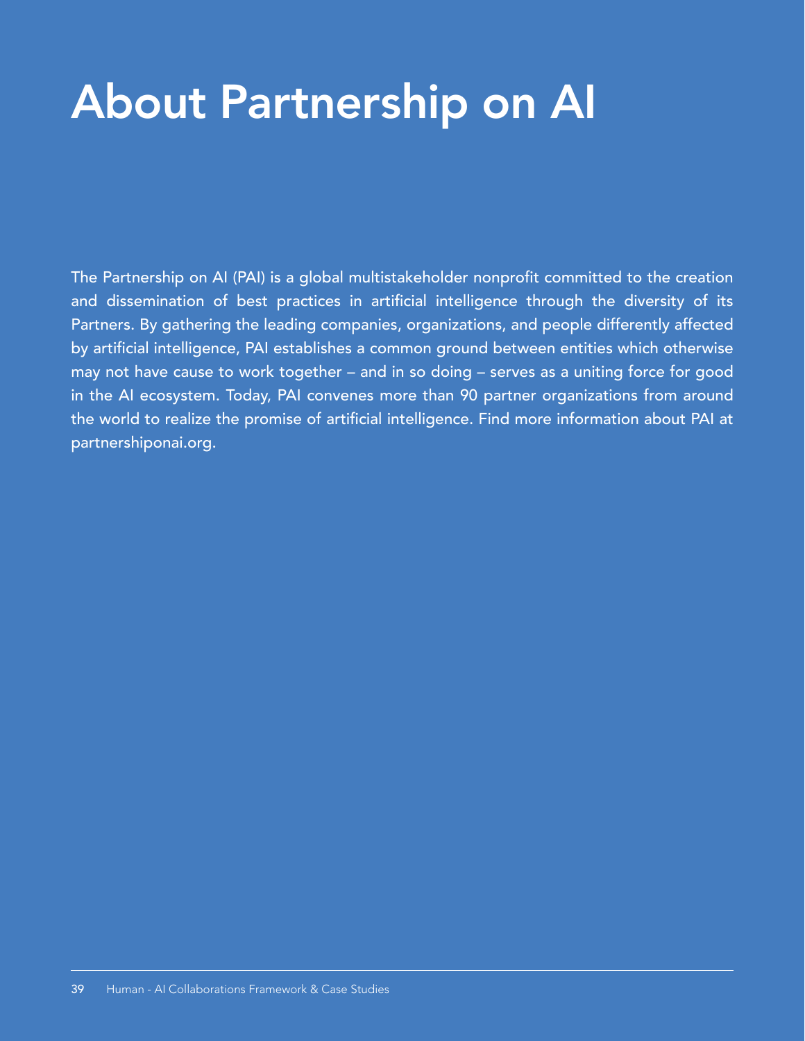# About Partnership on AI

The Partnership on AI (PAI) is a global multistakeholder nonprofit committed to the creation and dissemination of best practices in artificial intelligence through the diversity of its Partners. By gathering the leading companies, organizations, and people differently affected by artificial intelligence, PAI establishes a common ground between entities which otherwise may not have cause to work together – and in so doing – serves as a uniting force for good in the AI ecosystem. Today, PAI convenes more than 90 partner organizations from around the world to realize the promise of artificial intelligence. Find more information about PAI at partnershiponai.org.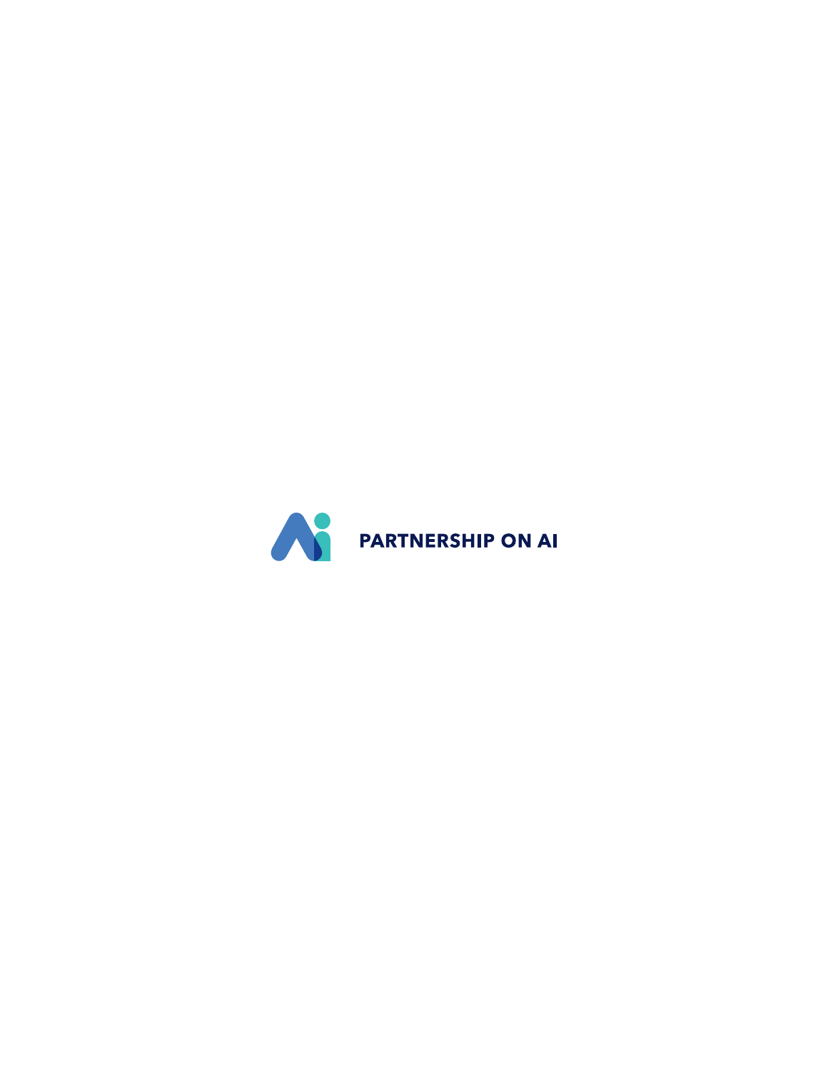PARTNERSHIP ON AI